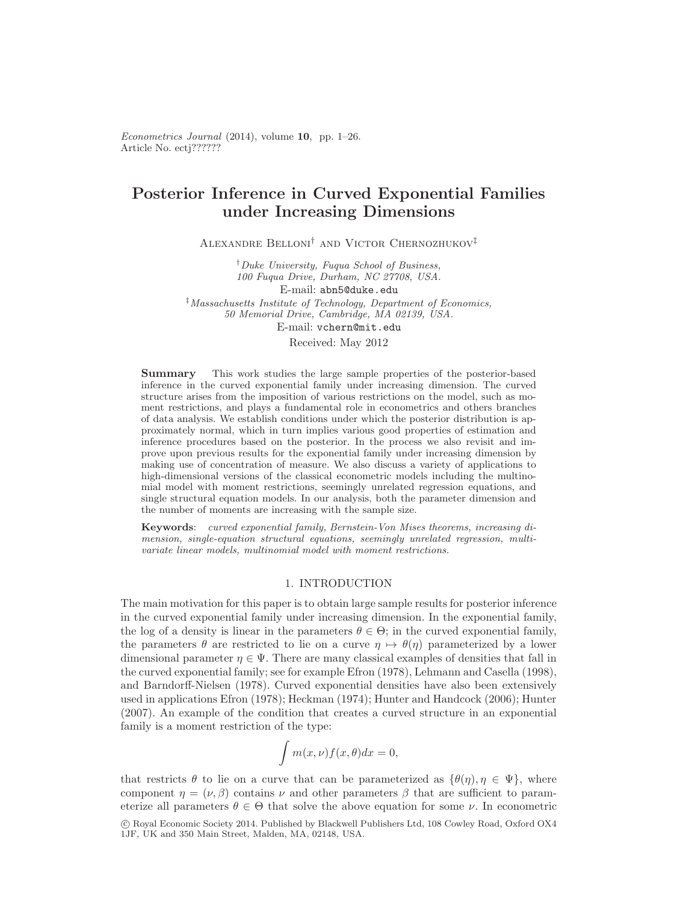# Posterior Inference in Curved Exponential Families under Increasing Dimensions

Alexandre Belloni[†] and Victor Chernozhukov[‡]

[†] *Duke University, Fuqua School of Business, 100 Fuqua Drive, Durham, NC 27708, USA.*
E-mail: abn5@duke.edu

[‡] *Massachusetts Institute of Technology, Department of Economics, 50 Memorial Drive, Cambridge, MA 02139, USA.*
E-mail: vchern@mit.edu

Received: May 2012

**Summary** This work studies the large sample properties of the posterior-based inference in the curved exponential family under increasing dimension. The curved structure arises from the imposition of various restrictions on the model, such as moment restrictions, and plays a fundamental role in econometrics and others branches of data analysis. We establish conditions under which the posterior distribution is approximately normal, which in turn implies various good properties of estimation and inference procedures based on the posterior. In the process we also revisit and improve upon previous results for the exponential family under increasing dimension by making use of concentration of measure. We also discuss a variety of applications to high-dimensional versions of the classical econometric models including the multinomial model with moment restrictions, seemingly unrelated regression equations, and single structural equation models. In our analysis, both the parameter dimension and the number of moments are increasing with the sample size.

**Keywords**: *curved exponential family, Bernstein-Von Mises theorems, increasing dimension, single-equation structural equations, seemingly unrelated regression, multivariate linear models, multinomial model with moment restrictions.*

## 1. INTRODUCTION

The main motivation for this paper is to obtain large sample results for posterior inference in the curved exponential family under increasing dimension. In the exponential family, the log of a density is linear in the parameters $\theta \in \Theta$; in the curved exponential family, the parameters $\theta$ are restricted to lie on a curve $\eta \mapsto \theta(\eta)$ parameterized by a lower dimensional parameter $\eta \in \Psi$. There are many classical examples of densities that fall in the curved exponential family; see for example Efron (1978), Lehmann and Casella (1998), and Barndorff-Nielsen (1978). Curved exponential densities have also been extensively used in applications Efron (1978); Heckman (1974); Hunter and Handcock (2006); Hunter (2007). An example of the condition that creates a curved structure in an exponential family is a moment restriction of the type:

$$\int m(x, \nu) f(x, \theta) dx = 0,$$

that restricts $\theta$ to lie on a curve that can be parameterized as $\{\theta(\eta), \eta \in \Psi\}$, where component $\eta = (\nu, \beta)$ contains $\nu$ and other parameters $\beta$ that are sufficient to parameterize all parameters $\theta \in \Theta$ that solve the above equation for some $\nu$. In econometric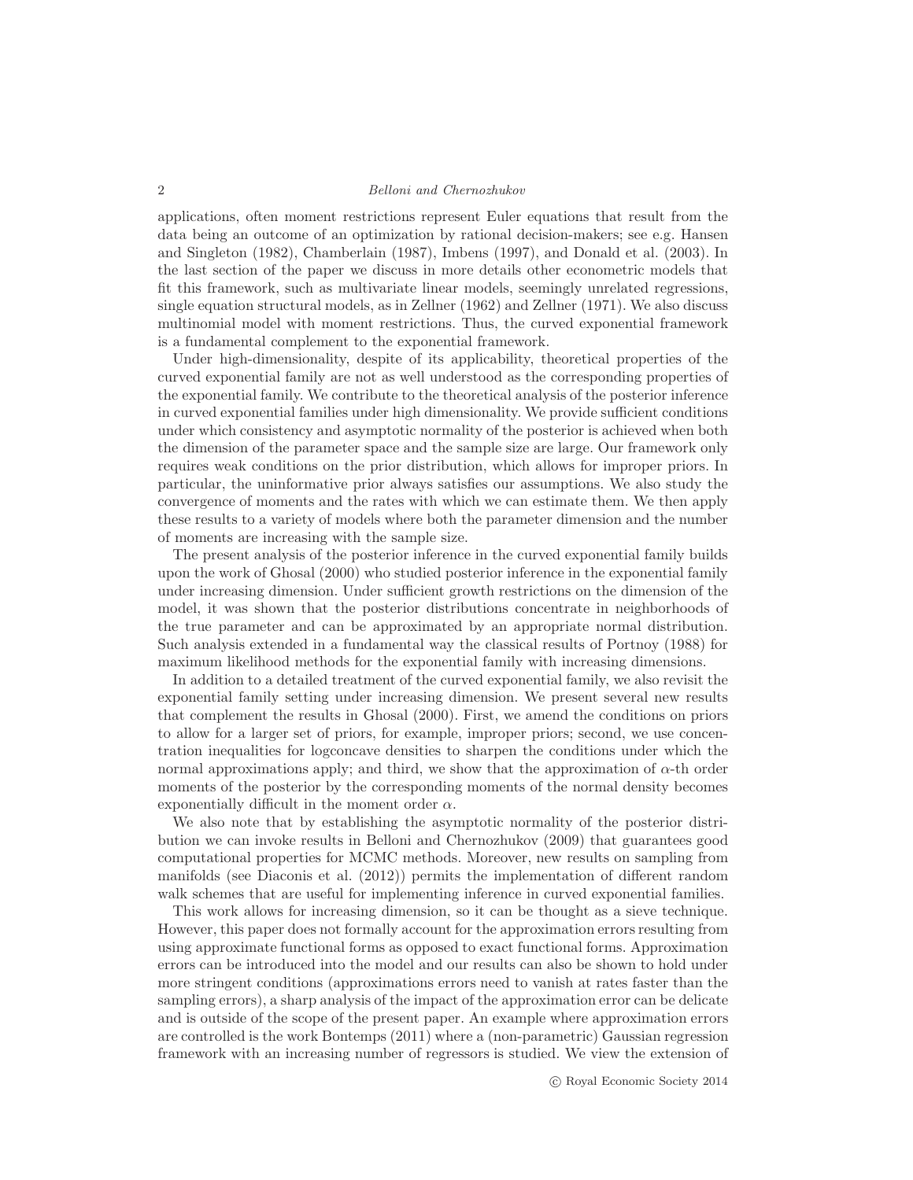applications, often moment restrictions represent Euler equations that result from the data being an outcome of an optimization by rational decision-makers; see e.g. Hansen and Singleton (1982), Chamberlain (1987), Imbens (1997), and Donald et al. (2003). In the last section of the paper we discuss in more details other econometric models that fit this framework, such as multivariate linear models, seemingly unrelated regressions, single equation structural models, as in Zellner (1962) and Zellner (1971). We also discuss multinomial model with moment restrictions. Thus, the curved exponential framework is a fundamental complement to the exponential framework.

Under high-dimensionality, despite of its applicability, theoretical properties of the curved exponential family are not as well understood as the corresponding properties of the exponential family. We contribute to the theoretical analysis of the posterior inference in curved exponential families under high dimensionality. We provide sufficient conditions under which consistency and asymptotic normality of the posterior is achieved when both the dimension of the parameter space and the sample size are large. Our framework only requires weak conditions on the prior distribution, which allows for improper priors. In particular, the uninformative prior always satisfies our assumptions. We also study the convergence of moments and the rates with which we can estimate them. We then apply these results to a variety of models where both the parameter dimension and the number of moments are increasing with the sample size.

The present analysis of the posterior inference in the curved exponential family builds upon the work of Ghosal (2000) who studied posterior inference in the exponential family under increasing dimension. Under sufficient growth restrictions on the dimension of the model, it was shown that the posterior distributions concentrate in neighborhoods of the true parameter and can be approximated by an appropriate normal distribution. Such analysis extended in a fundamental way the classical results of Portnoy (1988) for maximum likelihood methods for the exponential family with increasing dimensions.

In addition to a detailed treatment of the curved exponential family, we also revisit the exponential family setting under increasing dimension. We present several new results that complement the results in Ghosal (2000). First, we amend the conditions on priors to allow for a larger set of priors, for example, improper priors; second, we use concentration inequalities for logconcave densities to sharpen the conditions under which the normal approximations apply; and third, we show that the approximation of $\alpha$-th order moments of the posterior by the corresponding moments of the normal density becomes exponentially difficult in the moment order $\alpha$.

We also note that by establishing the asymptotic normality of the posterior distribution we can invoke results in Belloni and Chernozhukov (2009) that guarantees good computational properties for MCMC methods. Moreover, new results on sampling from manifolds (see Diaconis et al. (2012)) permits the implementation of different random walk schemes that are useful for implementing inference in curved exponential families.

This work allows for increasing dimension, so it can be thought as a sieve technique. However, this paper does not formally account for the approximation errors resulting from using approximate functional forms as opposed to exact functional forms. Approximation errors can be introduced into the model and our results can also be shown to hold under more stringent conditions (approximations errors need to vanish at rates faster than the sampling errors), a sharp analysis of the impact of the approximation error can be delicate and is outside of the scope of the present paper. An example where approximation errors are controlled is the work Bontemps (2011) where a (non-parametric) Gaussian regression framework with an increasing number of regressors is studied. We view the extension of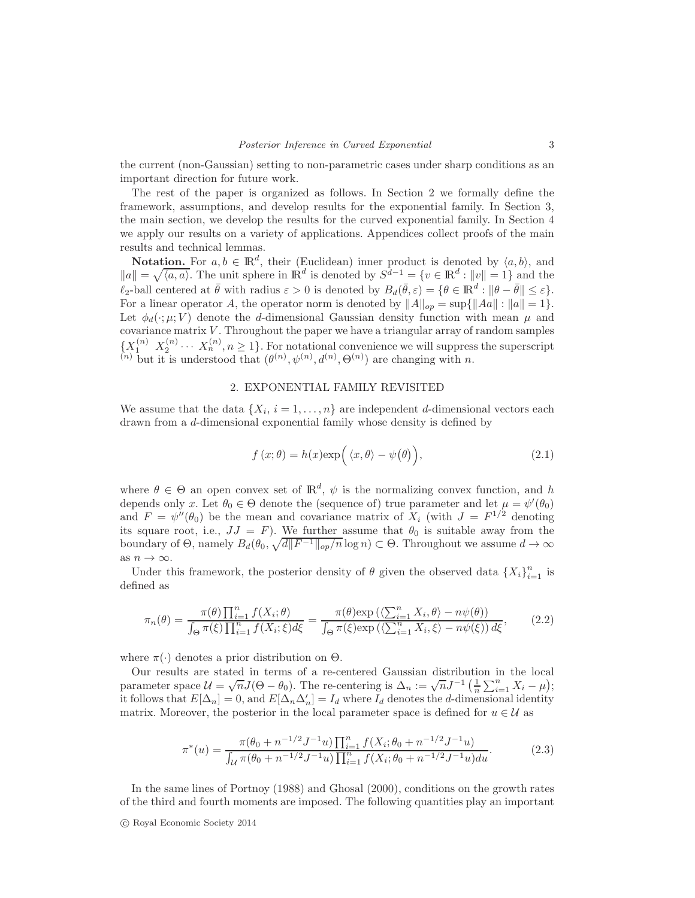the current (non-Gaussian) setting to non-parametric cases under sharp conditions as an important direction for future work.

The rest of the paper is organized as follows. In Section 2 we formally define the framework, assumptions, and develop results for the exponential family. In Section 3, the main section, we develop the results for the curved exponential family. In Section 4 we apply our results on a variety of applications. Appendices collect proofs of the main results and technical lemmas.

**Notation.** For $a, b \in \mathbb{R}^d$, their (Euclidean) inner product is denoted by $\langle a, b\rangle$, and $\|a\| = \sqrt{\langle a, a\rangle}$. The unit sphere in $\mathbb{R}^d$ is denoted by $S^{d-1} = \{v \in \mathbb{R}^d : \|v\| = 1\}$ and the $\ell_2$-ball centered at $\bar{\theta}$ with radius $\varepsilon > 0$ is denoted by $B_d(\bar{\theta}, \varepsilon) = \{\theta \in \mathbb{R}^d : \|\theta - \bar{\theta}\| \leq \varepsilon\}$. For a linear operator $A$, the operator norm is denoted by $\|A\|_{op} = \sup\{\|Aa\| : \|a\| = 1\}$. Let $\phi_d(\cdot; \mu; V)$ denote the $d$-dimensional Gaussian density function with mean $\mu$ and covariance matrix $V$. Throughout the paper we have a triangular array of random samples $\{X_1^{(n)}\ X_2^{(n)} \cdots X_n^{(n)}, n \geq 1\}$. For notational convenience we will suppress the superscript $^{(n)}$ but it is understood that $(\theta^{(n)}, \psi^{(n)}, d^{(n)}, \Theta^{(n)})$ are changing with $n$.

## 2. EXPONENTIAL FAMILY REVISITED

We assume that the data $\{X_i, i = 1, \ldots, n\}$ are independent $d$-dimensional vectors each drawn from a $d$-dimensional exponential family whose density is defined by

$$f(x; \theta) = h(x)\exp\Big(\langle x, \theta\rangle - \psi\big(\theta\big)\Big), \tag{2.1}$$

where $\theta \in \Theta$ an open convex set of $\mathbb{R}^d$, $\psi$ is the normalizing convex function, and $h$ depends only $x$. Let $\theta_0 \in \Theta$ denote the (sequence of) true parameter and let $\mu = \psi'(\theta_0)$ and $F = \psi''(\theta_0)$ be the mean and covariance matrix of $X_i$ (with $J = F^{1/2}$ denoting its square root, i.e., $JJ = F$). We further assume that $\theta_0$ is suitable away from the boundary of $\Theta$, namely $B_d(\theta_0, \sqrt{d\|F^{-1}\|_{op}/n}\log n) \subset \Theta$. Throughout we assume $d \to \infty$ as $n \to \infty$.

Under this framework, the posterior density of $\theta$ given the observed data $\{X_i\}_{i=1}^n$ is defined as

$$\pi_n(\theta) = \frac{\pi(\theta)\prod_{i=1}^n f(X_i; \theta)}{\int_\Theta \pi(\xi)\prod_{i=1}^n f(X_i; \xi)d\xi} = \frac{\pi(\theta)\exp\left(\langle\sum_{i=1}^n X_i, \theta\rangle - n\psi(\theta)\right)}{\int_\Theta \pi(\xi)\exp\left(\langle\sum_{i=1}^n X_i, \xi\rangle - n\psi(\xi)\right)d\xi}, \tag{2.2}$$

where $\pi(\cdot)$ denotes a prior distribution on $\Theta$.

Our results are stated in terms of a re-centered Gaussian distribution in the local parameter space $\mathcal{U} = \sqrt{n}J(\Theta - \theta_0)$. The re-centering is $\Delta_n := \sqrt{n}J^{-1}\left(\frac{1}{n}\sum_{i=1}^n X_i - \mu\right)$; it follows that $E[\Delta_n] = 0$, and $E[\Delta_n\Delta_n'] = I_d$ where $I_d$ denotes the $d$-dimensional identity matrix. Moreover, the posterior in the local parameter space is defined for $u \in \mathcal{U}$ as

$$\pi^*(u) = \frac{\pi(\theta_0 + n^{-1/2}J^{-1}u)\prod_{i=1}^n f(X_i; \theta_0 + n^{-1/2}J^{-1}u)}{\int_\mathcal{U} \pi(\theta_0 + n^{-1/2}J^{-1}u)\prod_{i=1}^n f(X_i; \theta_0 + n^{-1/2}J^{-1}u)du}. \tag{2.3}$$

In the same lines of Portnoy (1988) and Ghosal (2000), conditions on the growth rates of the third and fourth moments are imposed. The following quantities play an important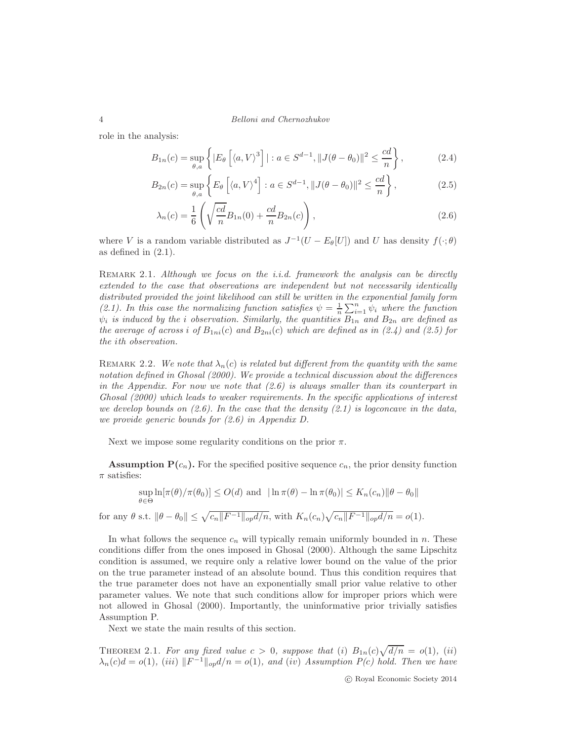role in the analysis:

$$B_{1n}(c) = \sup_{\theta,a} \left\{ \left| E_\theta \left[ \langle a, V \rangle^3 \right] \right| : a \in S^{d-1}, \|J(\theta-\theta_0)\|^2 \leq \frac{cd}{n} \right\}, \tag{2.4}$$

$$B_{2n}(c) = \sup_{\theta,a} \left\{ E_\theta \left[ \langle a, V \rangle^4 \right] : a \in S^{d-1}, \|J(\theta-\theta_0)\|^2 \leq \frac{cd}{n} \right\}, \tag{2.5}$$

$$\lambda_n(c) = \frac{1}{6} \left( \sqrt{\frac{cd}{n}} B_{1n}(0) + \frac{cd}{n} B_{2n}(c) \right), \tag{2.6}$$

where $V$ is a random variable distributed as $J^{-1}(U - E_\theta[U])$ and $U$ has density $f(\cdot;\theta)$ as defined in (2.1).

Remark 2.1. *Although we focus on the i.i.d. framework the analysis can be directly extended to the case that observations are independent but not necessarily identically distributed provided the joint likelihood can still be written in the exponential family form (2.1). In this case the normalizing function satisfies $\psi = \frac{1}{n}\sum_{i=1}^n \psi_i$ where the function $\psi_i$ is induced by the i observation. Similarly, the quantities $B_{1n}$ and $B_{2n}$ are defined as the average of across i of $B_{1ni}(c)$ and $B_{2ni}(c)$ which are defined as in (2.4) and (2.5) for the ith observation.*

Remark 2.2. *We note that $\lambda_n(c)$ is related but different from the quantity with the same notation defined in Ghosal (2000). We provide a technical discussion about the differences in the Appendix. For now we note that (2.6) is always smaller than its counterpart in Ghosal (2000) which leads to weaker requirements. In the specific applications of interest we develop bounds on (2.6). In the case that the density (2.1) is logconcave in the data, we provide generic bounds for (2.6) in Appendix D.*

Next we impose some regularity conditions on the prior $\pi$.

**Assumption P($c_n$).** For the specified positive sequence $c_n$, the prior density function $\pi$ satisfies:

$$\sup_{\theta\in\Theta} \ln[\pi(\theta)/\pi(\theta_0)] \leq O(d) \text{ and } |\ln \pi(\theta) - \ln \pi(\theta_0)| \leq K_n(c_n)\|\theta - \theta_0\|$$

for any $\theta$ s.t. $\|\theta-\theta_0\| \leq \sqrt{c_n\|F^{-1}\|_{op}d/n}$, with $K_n(c_n)\sqrt{c_n\|F^{-1}\|_{op}d/n} = o(1)$.

In what follows the sequence $c_n$ will typically remain uniformly bounded in $n$. These conditions differ from the ones imposed in Ghosal (2000). Although the same Lipschitz condition is assumed, we require only a relative lower bound on the value of the prior on the true parameter instead of an absolute bound. Thus this condition requires that the true parameter does not have an exponentially small prior value relative to other parameter values. We note that such conditions allow for improper priors which were not allowed in Ghosal (2000). Importantly, the uninformative prior trivially satisfies Assumption P.

Next we state the main results of this section.

Theorem 2.1. *For any fixed value $c > 0$, suppose that (i) $B_{1n}(c)\sqrt{d/n} = o(1)$, (ii) $\lambda_n(c)d = o(1)$, (iii) $\|F^{-1}\|_{op}d/n = o(1)$, and (iv) Assumption P(c) hold. Then we have*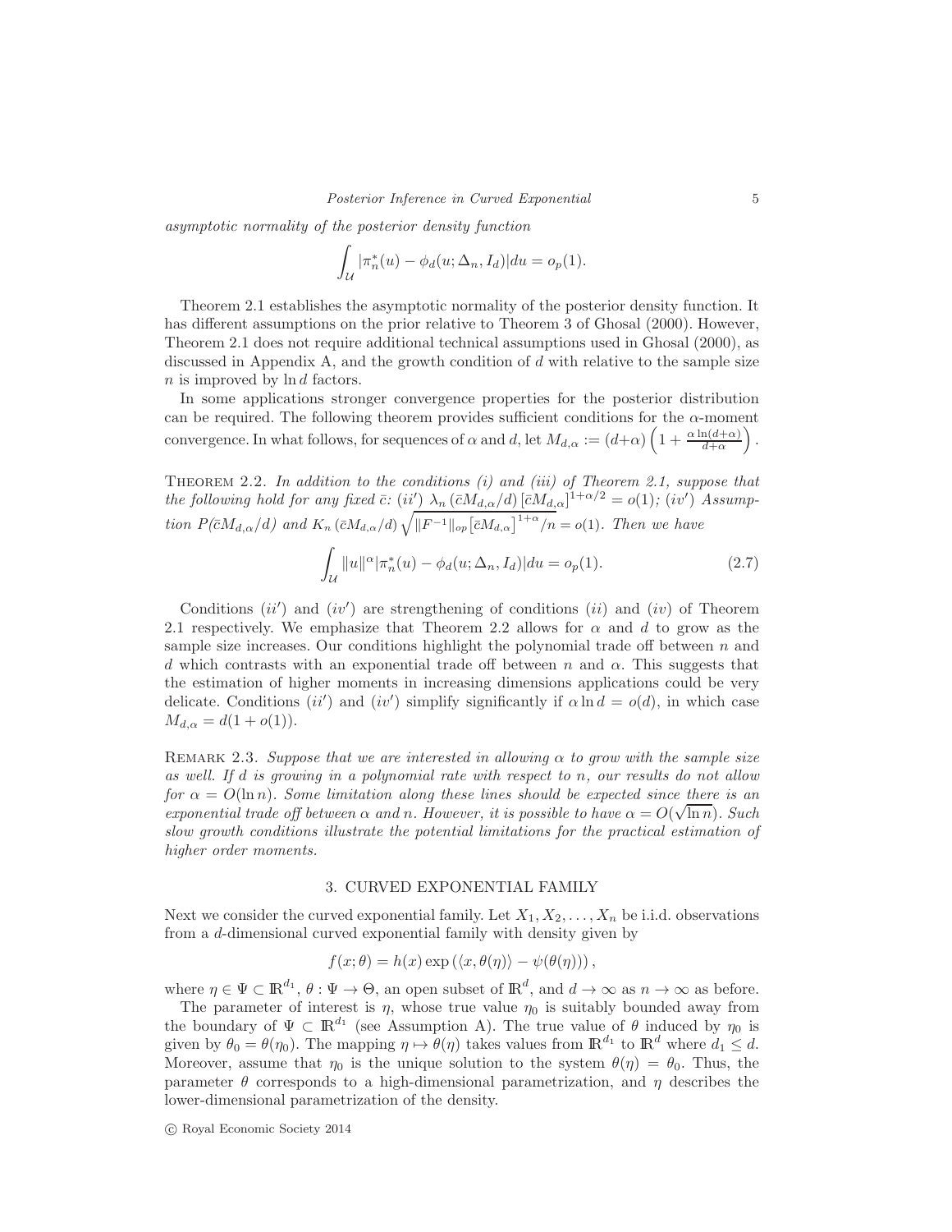*asymptotic normality of the posterior density function*

$$\int_{\mathcal{U}} |\pi_n^*(u) - \phi_d(u; \Delta_n, I_d)| du = o_p(1).$$

Theorem 2.1 establishes the asymptotic normality of the posterior density function. It has different assumptions on the prior relative to Theorem 3 of Ghosal (2000). However, Theorem 2.1 does not require additional technical assumptions used in Ghosal (2000), as discussed in Appendix A, and the growth condition of $d$ with relative to the sample size $n$ is improved by $\ln d$ factors.

In some applications stronger convergence properties for the posterior distribution can be required. The following theorem provides sufficient conditions for the $\alpha$-moment convergence. In what follows, for sequences of $\alpha$ and $d$, let $M_{d,\alpha} := (d+\alpha)\left(1 + \frac{\alpha \ln(d+\alpha)}{d+\alpha}\right)$.

Theorem 2.2. *In addition to the conditions (i) and (iii) of Theorem 2.1, suppose that the following hold for any fixed $\bar{c}$: $(ii')$ $\lambda_n(\bar{c}M_{d,\alpha}/d)\left[\bar{c}M_{d,\alpha}\right]^{1+\alpha/2} = o(1)$; $(iv')$ Assumption $P(\bar{c}M_{d,\alpha}/d)$ and $K_n(\bar{c}M_{d,\alpha}/d)\sqrt{\|F^{-1}\|_{op}\left[\bar{c}M_{d,\alpha}\right]^{1+\alpha}/n} = o(1)$. Then we have*

$$\int_{\mathcal{U}} \|u\|^{\alpha} |\pi_n^*(u) - \phi_d(u; \Delta_n, I_d)| du = o_p(1). \tag{2.7}$$

Conditions $(ii')$ and $(iv')$ are strengthening of conditions $(ii)$ and $(iv)$ of Theorem 2.1 respectively. We emphasize that Theorem 2.2 allows for $\alpha$ and $d$ to grow as the sample size increases. Our conditions highlight the polynomial trade off between $n$ and $d$ which contrasts with an exponential trade off between $n$ and $\alpha$. This suggests that the estimation of higher moments in increasing dimensions applications could be very delicate. Conditions $(ii')$ and $(iv')$ simplify significantly if $\alpha \ln d = o(d)$, in which case $M_{d,\alpha} = d(1 + o(1))$.

Remark 2.3. *Suppose that we are interested in allowing $\alpha$ to grow with the sample size as well. If $d$ is growing in a polynomial rate with respect to $n$, our results do not allow for $\alpha = O(\ln n)$. Some limitation along these lines should be expected since there is an exponential trade off between $\alpha$ and $n$. However, it is possible to have $\alpha = O(\sqrt{\ln n})$. Such slow growth conditions illustrate the potential limitations for the practical estimation of higher order moments.*

## 3. CURVED EXPONENTIAL FAMILY

Next we consider the curved exponential family. Let $X_1, X_2, \ldots, X_n$ be i.i.d. observations from a $d$-dimensional curved exponential family with density given by

$$f(x;\theta) = h(x)\exp\left(\langle x, \theta(\eta)\rangle - \psi(\theta(\eta))\right),$$

where $\eta \in \Psi \subset \mathbb{R}^{d_1}$, $\theta : \Psi \to \Theta$, an open subset of $\mathbb{R}^d$, and $d \to \infty$ as $n \to \infty$ as before.

The parameter of interest is $\eta$, whose true value $\eta_0$ is suitably bounded away from the boundary of $\Psi \subset \mathbb{R}^{d_1}$ (see Assumption A). The true value of $\theta$ induced by $\eta_0$ is given by $\theta_0 = \theta(\eta_0)$. The mapping $\eta \mapsto \theta(\eta)$ takes values from $\mathbb{R}^{d_1}$ to $\mathbb{R}^d$ where $d_1 \leq d$. Moreover, assume that $\eta_0$ is the unique solution to the system $\theta(\eta) = \theta_0$. Thus, the parameter $\theta$ corresponds to a high-dimensional parametrization, and $\eta$ describes the lower-dimensional parametrization of the density.

© Royal Economic Society 2014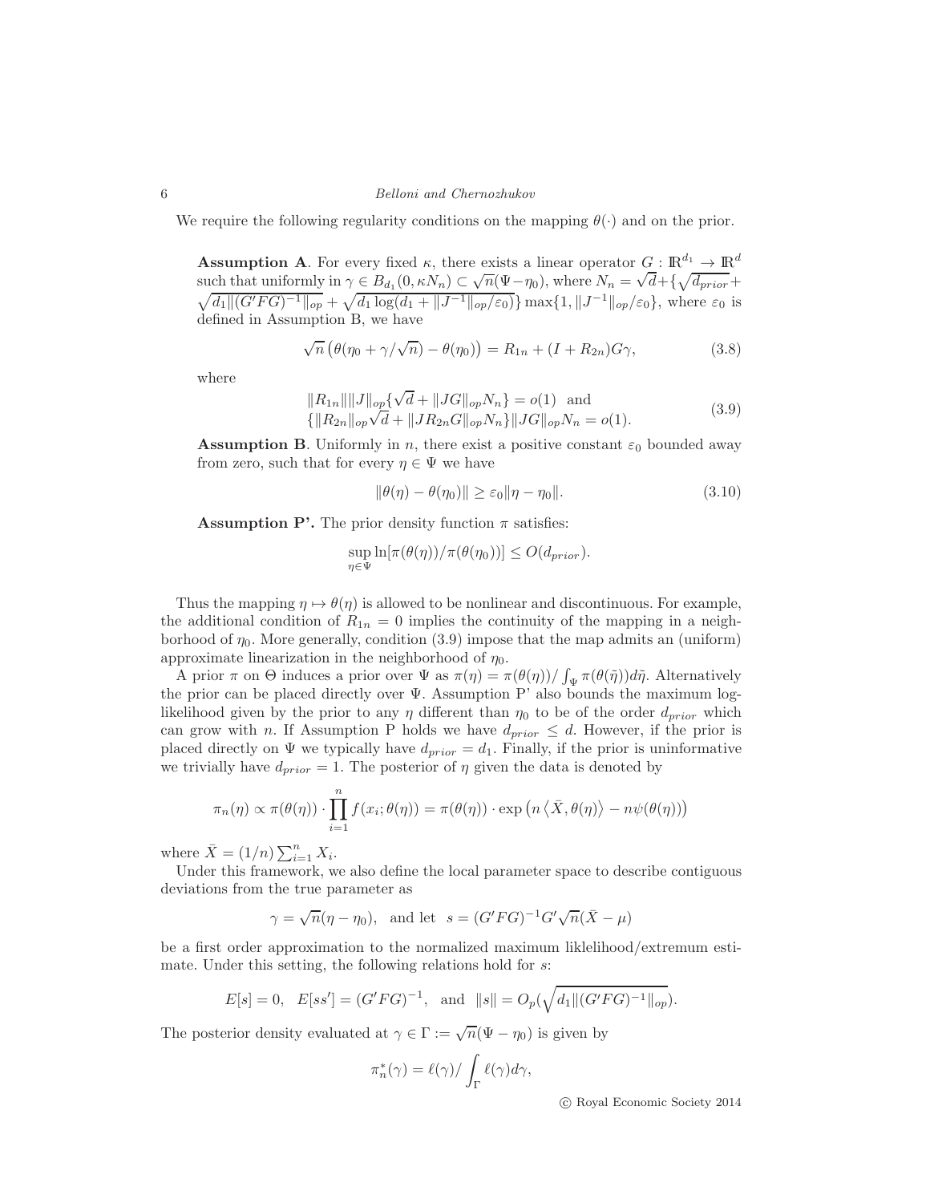We require the following regularity conditions on the mapping $\theta(\cdot)$ and on the prior.

**Assumption A**. For every fixed $\kappa$, there exists a linear operator $G : \mathbb{R}^{d_1} \to \mathbb{R}^d$ such that uniformly in $\gamma \in B_{d_1}(0, \kappa N_n) \subset \sqrt{n}(\Psi - \eta_0)$, where $N_n = \sqrt{d} + \{\sqrt{d_{prior}} + \sqrt{d_1 \|(G'FG)^{-1}\|_{op}} + \sqrt{d_1 \log(d_1 + \|J^{-1}\|_{op}/\varepsilon_0)}\} \max\{1, \|J^{-1}\|_{op}/\varepsilon_0\}$, where $\varepsilon_0$ is defined in Assumption B, we have

$$\sqrt{n}\left(\theta(\eta_0 + \gamma/\sqrt{n}) - \theta(\eta_0)\right) = R_{1n} + (I + R_{2n})G\gamma, \tag{3.8}$$

where

$$\begin{array}{l} \|R_{1n}\| \|J\|_{op}\{\sqrt{d} + \|JG\|_{op} N_n\} = o(1) \ \text{ and} \\ \{\|R_{2n}\|_{op}\sqrt{d} + \|JR_{2n}G\|_{op} N_n\} \|JG\|_{op} N_n = o(1). \end{array} \tag{3.9}$$

**Assumption B**. Uniformly in $n$, there exist a positive constant $\varepsilon_0$ bounded away from zero, such that for every $\eta \in \Psi$ we have

$$\|\theta(\eta) - \theta(\eta_0)\| \geq \varepsilon_0 \|\eta - \eta_0\|. \tag{3.10}$$

**Assumption P'.** The prior density function $\pi$ satisfies:

$$\sup_{\eta \in \Psi} \ln[\pi(\theta(\eta))/\pi(\theta(\eta_0))] \leq O(d_{prior}).$$

Thus the mapping $\eta \mapsto \theta(\eta)$ is allowed to be nonlinear and discontinuous. For example, the additional condition of $R_{1n} = 0$ implies the continuity of the mapping in a neighborhood of $\eta_0$. More generally, condition (3.9) impose that the map admits an (uniform) approximate linearization in the neighborhood of $\eta_0$.

A prior $\pi$ on $\Theta$ induces a prior over $\Psi$ as $\pi(\eta) = \pi(\theta(\eta))/\int_\Psi \pi(\theta(\tilde{\eta}))d\tilde{\eta}$. Alternatively the prior can be placed directly over $\Psi$. Assumption P' also bounds the maximum log-likelihood given by the prior to any $\eta$ different than $\eta_0$ to be of the order $d_{prior}$ which can grow with $n$. If Assumption P holds we have $d_{prior} \leq d$. However, if the prior is placed directly on $\Psi$ we typically have $d_{prior} = d_1$. Finally, if the prior is uninformative we trivially have $d_{prior} = 1$. The posterior of $\eta$ given the data is denoted by

$$\pi_n(\eta) \propto \pi(\theta(\eta)) \cdot \prod_{i=1}^n f(x_i; \theta(\eta)) = \pi(\theta(\eta)) \cdot \exp\left(n\left\langle \bar{X}, \theta(\eta)\right\rangle - n\psi(\theta(\eta))\right)$$

where $\bar{X} = (1/n)\sum_{i=1}^n X_i$.

Under this framework, we also define the local parameter space to describe contiguous deviations from the true parameter as

$$\gamma = \sqrt{n}(\eta - \eta_0), \quad \text{and let} \ \ s = (G'FG)^{-1}G'\sqrt{n}(\bar{X} - \mu)$$

be a first order approximation to the normalized maximum liklelihood/extremum estimate. Under this setting, the following relations hold for $s$:

$$E[s] = 0, \ \ E[ss'] = (G'FG)^{-1}, \ \ \text{and} \ \ \|s\| = O_p(\sqrt{d_1 \|(G'FG)^{-1}\|_{op}}).$$

The posterior density evaluated at $\gamma \in \Gamma := \sqrt{n}(\Psi - \eta_0)$ is given by

$$\pi_n^*(\gamma) = \ell(\gamma)/\int_\Gamma \ell(\gamma)d\gamma,$$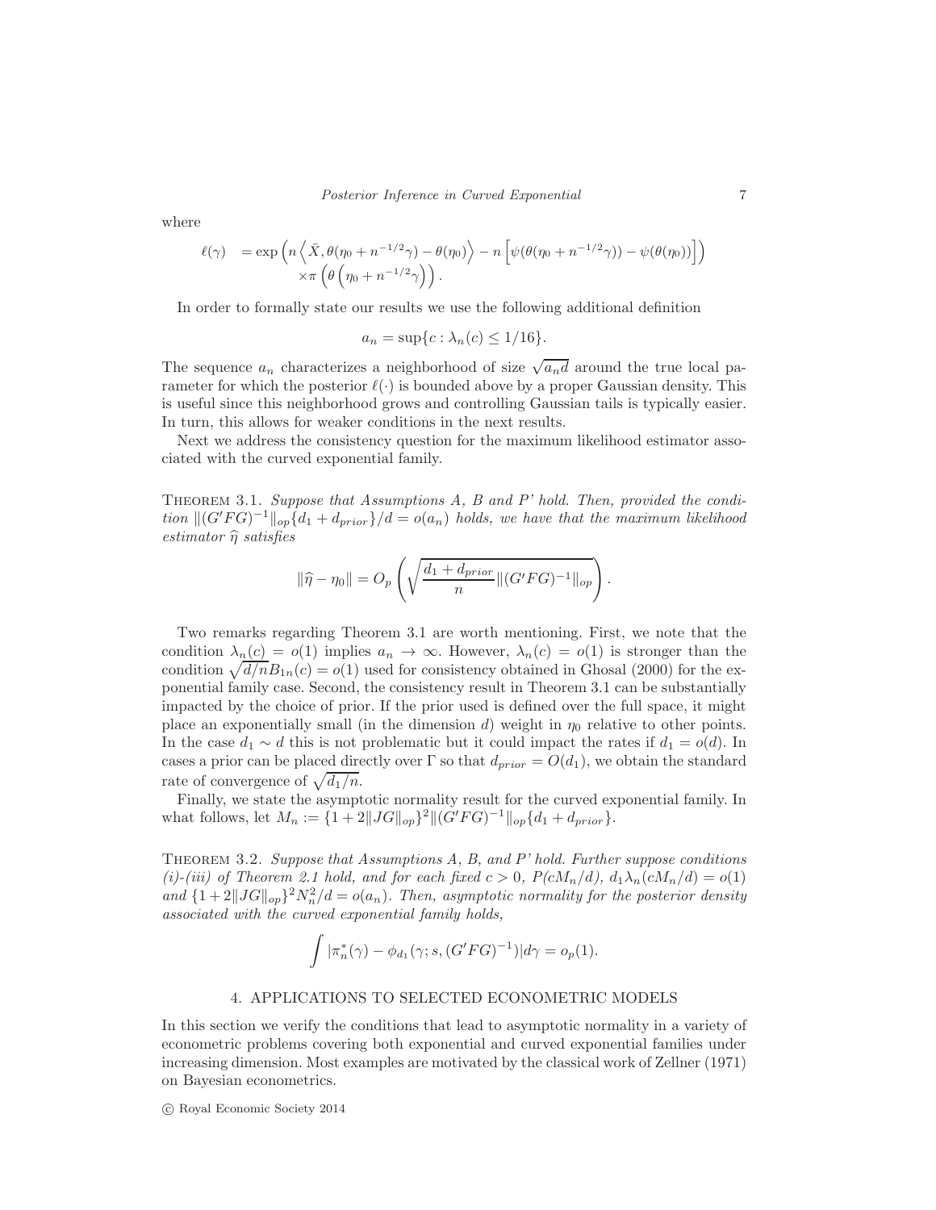where

$$
\begin{aligned}
\ell(\gamma) \quad &= \exp\left(n\left\langle \bar{X}, \theta(\eta_0 + n^{-1/2}\gamma) - \theta(\eta_0)\right\rangle - n\left[\psi(\theta(\eta_0 + n^{-1/2}\gamma)) - \psi(\theta(\eta_0))\right]\right) \\
&\quad \times \pi\left(\theta\left(\eta_0 + n^{-1/2}\gamma\right)\right).
\end{aligned}
$$

In order to formally state our results we use the following additional definition

$$
a_n = \sup\{c : \lambda_n(c) \leq 1/16\}.
$$

The sequence $a_n$ characterizes a neighborhood of size $\sqrt{a_n d}$ around the true local parameter for which the posterior $\ell(\cdot)$ is bounded above by a proper Gaussian density. This is useful since this neighborhood grows and controlling Gaussian tails is typically easier. In turn, this allows for weaker conditions in the next results.

Next we address the consistency question for the maximum likelihood estimator associated with the curved exponential family.

Theorem 3.1. *Suppose that Assumptions A, B and P' hold. Then, provided the condition $\|(G'FG)^{-1}\|_{op}\{d_1 + d_{prior}\}/d = o(a_n)$ holds, we have that the maximum likelihood estimator $\widehat{\eta}$ satisfies*

$$
\|\widehat{\eta} - \eta_0\| = O_p\left(\sqrt{\frac{d_1 + d_{prior}}{n}\|(G'FG)^{-1}\|_{op}}\right).
$$

Two remarks regarding Theorem 3.1 are worth mentioning. First, we note that the condition $\lambda_n(c) = o(1)$ implies $a_n \to \infty$. However, $\lambda_n(c) = o(1)$ is stronger than the condition $\sqrt{d/n}B_{1n}(c) = o(1)$ used for consistency obtained in Ghosal (2000) for the exponential family case. Second, the consistency result in Theorem 3.1 can be substantially impacted by the choice of prior. If the prior used is defined over the full space, it might place an exponentially small (in the dimension $d$) weight in $\eta_0$ relative to other points. In the case $d_1 \sim d$ this is not problematic but it could impact the rates if $d_1 = o(d)$. In cases a prior can be placed directly over $\Gamma$ so that $d_{prior} = O(d_1)$, we obtain the standard rate of convergence of $\sqrt{d_1/n}$.

Finally, we state the asymptotic normality result for the curved exponential family. In what follows, let $M_n := \{1 + 2\|JG\|_{op}\}^2\|(G'FG)^{-1}\|_{op}\{d_1 + d_{prior}\}$.

Theorem 3.2. *Suppose that Assumptions A, B, and P' hold. Further suppose conditions (i)-(iii) of Theorem 2.1 hold, and for each fixed $c > 0$, $P(cM_n/d)$, $d_1\lambda_n(cM_n/d) = o(1)$ and $\{1 + 2\|JG\|_{op}\}^2 N_n^2/d = o(a_n)$. Then, asymptotic normality for the posterior density associated with the curved exponential family holds,*

$$
\int |\pi_n^*(\gamma) - \phi_{d_1}(\gamma; s, (G'FG)^{-1})|d\gamma = o_p(1).
$$

## 4. APPLICATIONS TO SELECTED ECONOMETRIC MODELS

In this section we verify the conditions that lead to asymptotic normality in a variety of econometric problems covering both exponential and curved exponential families under increasing dimension. Most examples are motivated by the classical work of Zellner (1971) on Bayesian econometrics.

© Royal Economic Society 2014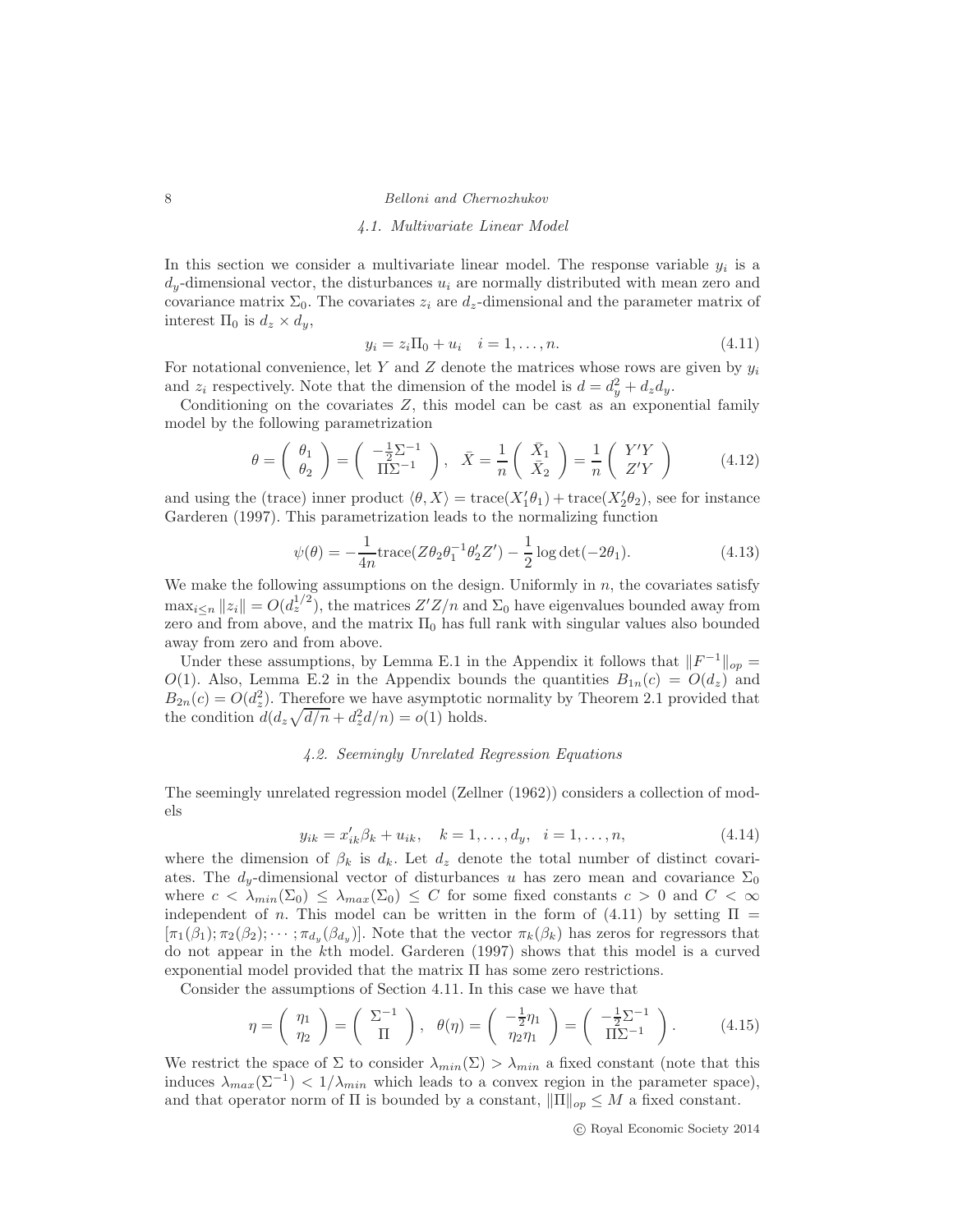### 4.1. Multivariate Linear Model

In this section we consider a multivariate linear model. The response variable $y_i$ is a $d_y$-dimensional vector, the disturbances $u_i$ are normally distributed with mean zero and covariance matrix $\Sigma_0$. The covariates $z_i$ are $d_z$-dimensional and the parameter matrix of interest $\Pi_0$ is $d_z \times d_y$,

$$y_i = z_i \Pi_0 + u_i \quad i = 1, \ldots, n. \tag{4.11}$$

For notational convenience, let $Y$ and $Z$ denote the matrices whose rows are given by $y_i$ and $z_i$ respectively. Note that the dimension of the model is $d = d_y^2 + d_z d_y$.

Conditioning on the covariates $Z$, this model can be cast as an exponential family model by the following parametrization

$$\theta = \begin{pmatrix} \theta_1 \\ \theta_2 \end{pmatrix} = \begin{pmatrix} -\frac{1}{2}\Sigma^{-1} \\ \Pi\Sigma^{-1} \end{pmatrix}, \quad \bar{X} = \frac{1}{n}\begin{pmatrix} \bar{X}_1 \\ \bar{X}_2 \end{pmatrix} = \frac{1}{n}\begin{pmatrix} Y'Y \\ Z'Y \end{pmatrix} \tag{4.12}$$

and using the (trace) inner product $\langle \theta, X \rangle = \text{trace}(X_1'\theta_1) + \text{trace}(X_2'\theta_2)$, see for instance Garderen (1997). This parametrization leads to the normalizing function

$$\psi(\theta) = -\frac{1}{4n}\text{trace}(Z\theta_2\theta_1^{-1}\theta_2'Z') - \frac{1}{2}\log\det(-2\theta_1). \tag{4.13}$$

We make the following assumptions on the design. Uniformly in $n$, the covariates satisfy $\max_{i\leq n}\|z_i\| = O(d_z^{1/2})$, the matrices $Z'Z/n$ and $\Sigma_0$ have eigenvalues bounded away from zero and from above, and the matrix $\Pi_0$ has full rank with singular values also bounded away from zero and from above.

Under these assumptions, by Lemma E.1 in the Appendix it follows that $\|F^{-1}\|_{op} = O(1)$. Also, Lemma E.2 in the Appendix bounds the quantities $B_{1n}(c) = O(d_z)$ and $B_{2n}(c) = O(d_z^2)$. Therefore we have asymptotic normality by Theorem 2.1 provided that the condition $d(d_z\sqrt{d/n} + d_z^2 d/n) = o(1)$ holds.

### 4.2. Seemingly Unrelated Regression Equations

The seemingly unrelated regression model (Zellner (1962)) considers a collection of models

$$y_{ik} = x_{ik}'\beta_k + u_{ik}, \quad k = 1, \ldots, d_y, \quad i = 1, \ldots, n, \tag{4.14}$$

where the dimension of $\beta_k$ is $d_k$. Let $d_z$ denote the total number of distinct covariates. The $d_y$-dimensional vector of disturbances $u$ has zero mean and covariance $\Sigma_0$ where $c < \lambda_{min}(\Sigma_0) \leq \lambda_{max}(\Sigma_0) \leq C$ for some fixed constants $c > 0$ and $C < \infty$ independent of $n$. This model can be written in the form of (4.11) by setting $\Pi = [\pi_1(\beta_1); \pi_2(\beta_2); \cdots; \pi_{d_y}(\beta_{d_y})]$. Note that the vector $\pi_k(\beta_k)$ has zeros for regressors that do not appear in the $k$th model. Garderen (1997) shows that this model is a curved exponential model provided that the matrix $\Pi$ has some zero restrictions.

Consider the assumptions of Section 4.11. In this case we have that

$$\eta = \begin{pmatrix} \eta_1 \\ \eta_2 \end{pmatrix} = \begin{pmatrix} \Sigma^{-1} \\ \Pi \end{pmatrix}, \quad \theta(\eta) = \begin{pmatrix} -\frac{1}{2}\eta_1 \\ \eta_2\eta_1 \end{pmatrix} = \begin{pmatrix} -\frac{1}{2}\Sigma^{-1} \\ \Pi\Sigma^{-1} \end{pmatrix}. \tag{4.15}$$

We restrict the space of $\Sigma$ to consider $\lambda_{min}(\Sigma) > \lambda_{min}$ a fixed constant (note that this induces $\lambda_{max}(\Sigma^{-1}) < 1/\lambda_{min}$ which leads to a convex region in the parameter space), and that operator norm of $\Pi$ is bounded by a constant, $\|\Pi\|_{op} \leq M$ a fixed constant.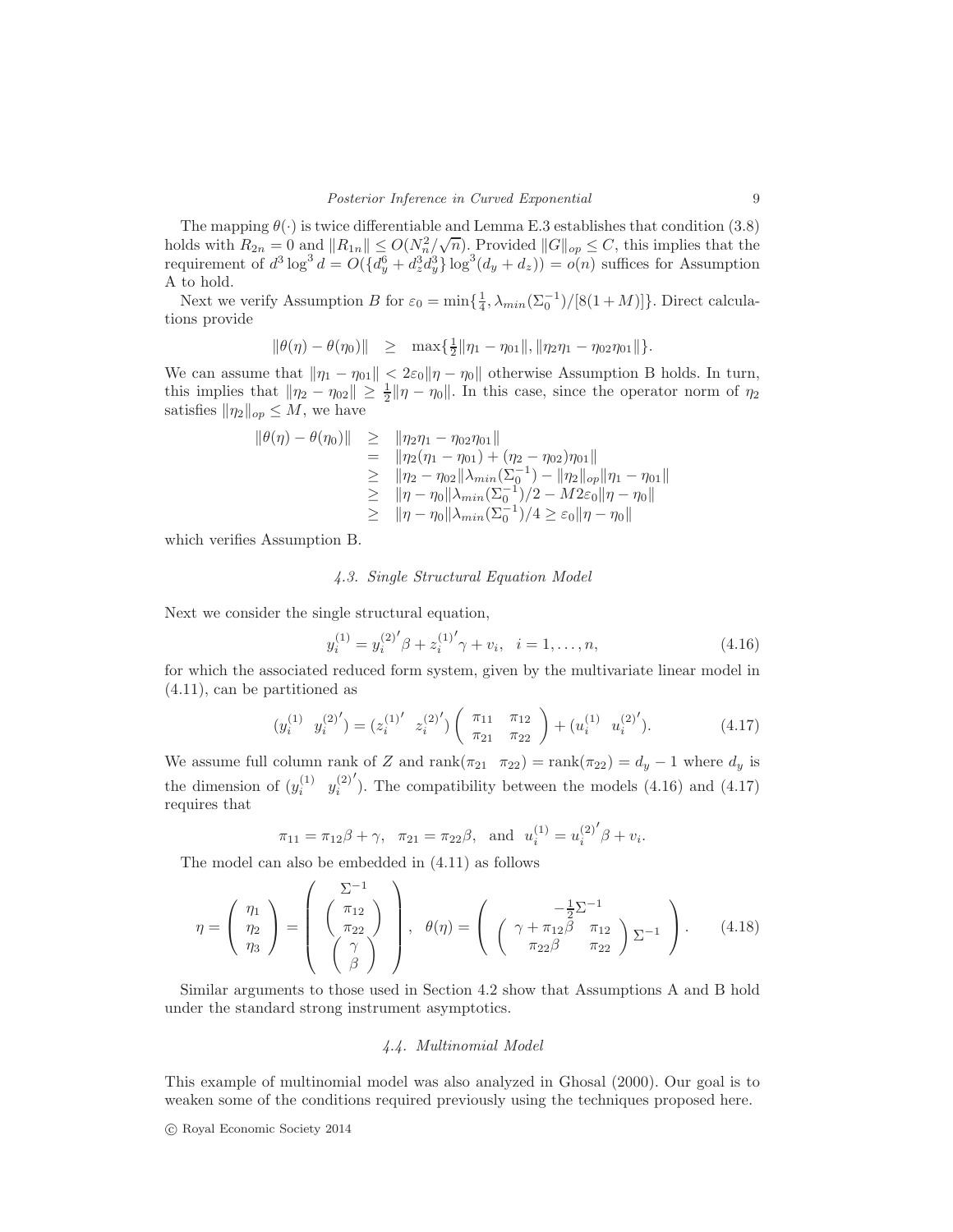The mapping $\theta(\cdot)$ is twice differentiable and Lemma E.3 establishes that condition (3.8) holds with $R_{2n} = 0$ and $\|R_{1n}\| \leq O(N_n^2/\sqrt{n})$. Provided $\|G\|_{op} \leq C$, this implies that the requirement of $d^3 \log^3 d = O(\{d_y^6 + d_z^3 d_y^3\} \log^3(d_y + d_z)) = o(n)$ suffices for Assumption A to hold.

Next we verify Assumption $B$ for $\varepsilon_0 = \min\{\frac{1}{4}, \lambda_{min}(\Sigma_0^{-1})/[8(1+M)]\}$. Direct calculations provide

$$\|\theta(\eta) - \theta(\eta_0)\| \quad \geq \quad \max\{\tfrac{1}{2}\|\eta_1 - \eta_{01}\|, \|\eta_2\eta_1 - \eta_{02}\eta_{01}\|\}.$$

We can assume that $\|\eta_1 - \eta_{01}\| < 2\varepsilon_0\|\eta - \eta_0\|$ otherwise Assumption B holds. In turn, this implies that $\|\eta_2 - \eta_{02}\| \geq \frac{1}{2}\|\eta - \eta_0\|$. In this case, since the operator norm of $\eta_2$ satisfies $\|\eta_2\|_{op} \leq M$, we have

$$\begin{array}{rcl}
\|\theta(\eta) - \theta(\eta_0)\| & \geq & \|\eta_2\eta_1 - \eta_{02}\eta_{01}\| \\
& = & \|\eta_2(\eta_1 - \eta_{01}) + (\eta_2 - \eta_{02})\eta_{01}\| \\
& \geq & \|\eta_2 - \eta_{02}\|\lambda_{min}(\Sigma_0^{-1}) - \|\eta_2\|_{op}\|\eta_1 - \eta_{01}\| \\
& \geq & \|\eta - \eta_0\|\lambda_{min}(\Sigma_0^{-1})/2 - M2\varepsilon_0\|\eta - \eta_0\| \\
& \geq & \|\eta - \eta_0\|\lambda_{min}(\Sigma_0^{-1})/4 \geq \varepsilon_0\|\eta - \eta_0\|
\end{array}$$

which verifies Assumption B.

### *4.3. Single Structural Equation Model*

Next we consider the single structural equation,

$$y_i^{(1)} = y_i^{(2)'}\beta + z_i^{(1)'}\gamma + v_i, \quad i = 1, \ldots, n, \tag{4.16}$$

for which the associated reduced form system, given by the multivariate linear model in (4.11), can be partitioned as

$$(y_i^{(1)} \quad y_i^{(2)'}) = (z_i^{(1)'} \quad z_i^{(2)'}) \begin{pmatrix} \pi_{11} & \pi_{12} \\ \pi_{21} & \pi_{22} \end{pmatrix} + (u_i^{(1)} \quad u_i^{(2)'}). \tag{4.17}$$

We assume full column rank of $Z$ and $\text{rank}(\pi_{21} \quad \pi_{22}) = \text{rank}(\pi_{22}) = d_y - 1$ where $d_y$ is the dimension of $(y_i^{(1)} \quad y_i^{(2)'})$. The compatibility between the models (4.16) and (4.17) requires that

$$\pi_{11} = \pi_{12}\beta + \gamma, \quad \pi_{21} = \pi_{22}\beta, \quad \text{and} \quad u_i^{(1)} = u_i^{(2)'}\beta + v_i.$$

The model can also be embedded in (4.11) as follows

$$\eta = \begin{pmatrix} \eta_1 \\ \eta_2 \\ \eta_3 \end{pmatrix} = \begin{pmatrix} \Sigma^{-1} \\ \begin{pmatrix} \pi_{12} \\ \pi_{22} \end{pmatrix} \\ \begin{pmatrix} \gamma \\ \beta \end{pmatrix} \end{pmatrix}, \quad \theta(\eta) = \begin{pmatrix} -\frac{1}{2}\Sigma^{-1} \\ \begin{pmatrix} \gamma + \pi_{12}\beta & \pi_{12} \\ \pi_{22}\beta & \pi_{22} \end{pmatrix}\Sigma^{-1} \end{pmatrix}. \tag{4.18}$$

Similar arguments to those used in Section 4.2 show that Assumptions A and B hold under the standard strong instrument asymptotics.

### *4.4. Multinomial Model*

This example of multinomial model was also analyzed in Ghosal (2000). Our goal is to weaken some of the conditions required previously using the techniques proposed here.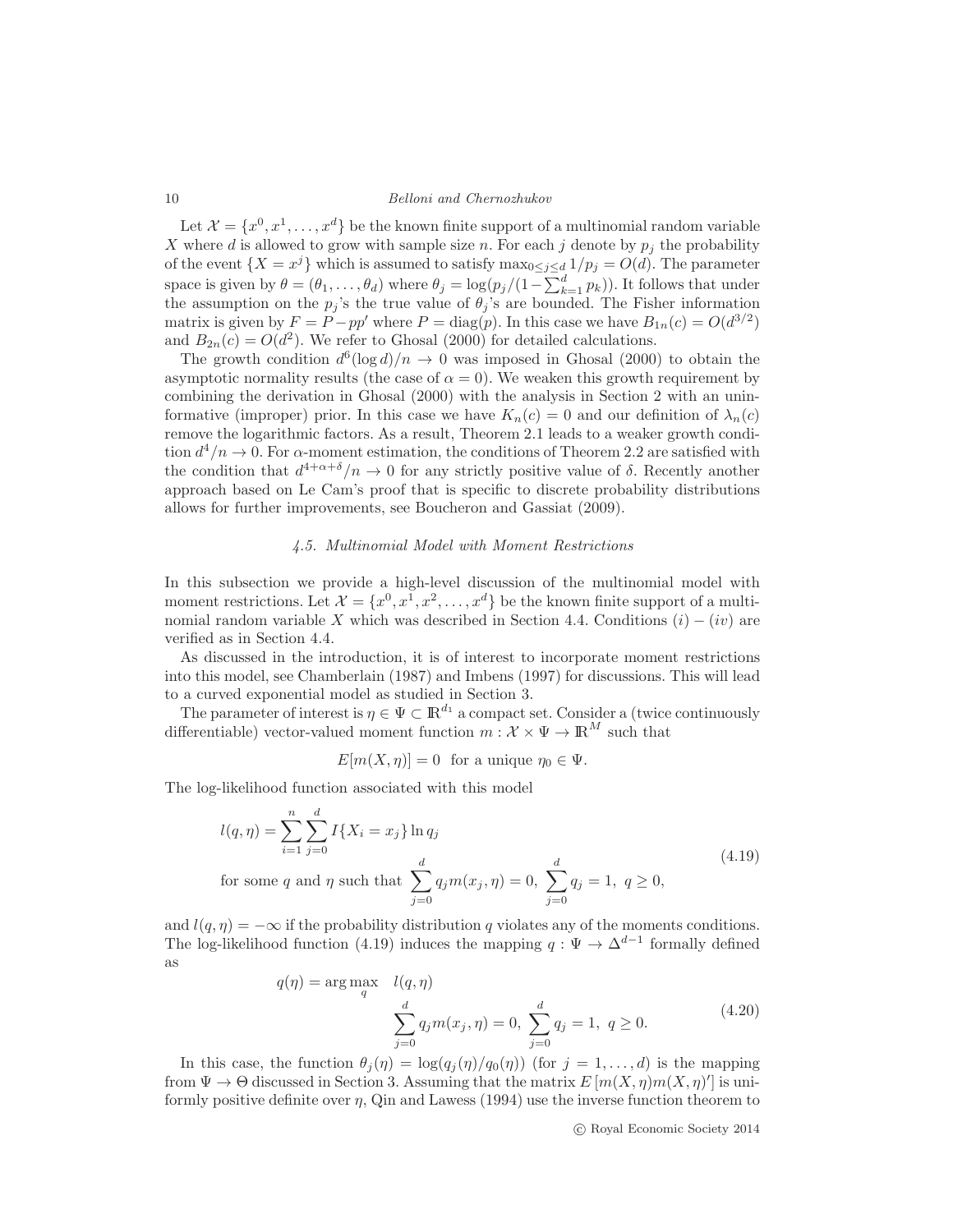Let $\mathcal{X} = \{x^0, x^1, \ldots, x^d\}$ be the known finite support of a multinomial random variable $X$ where $d$ is allowed to grow with sample size $n$. For each $j$ denote by $p_j$ the probability of the event $\{X = x^j\}$ which is assumed to satisfy $\max_{0 \leq j \leq d} 1/p_j = O(d)$. The parameter space is given by $\theta = (\theta_1, \ldots, \theta_d)$ where $\theta_j = \log(p_j/(1 - \sum_{k=1}^d p_k))$. It follows that under the assumption on the $p_j$'s the true value of $\theta_j$'s are bounded. The Fisher information matrix is given by $F = P - pp'$ where $P = \text{diag}(p)$. In this case we have $B_{1n}(c) = O(d^{3/2})$ and $B_{2n}(c) = O(d^2)$. We refer to Ghosal (2000) for detailed calculations.

The growth condition $d^6(\log d)/n \to 0$ was imposed in Ghosal (2000) to obtain the asymptotic normality results (the case of $\alpha = 0$). We weaken this growth requirement by combining the derivation in Ghosal (2000) with the analysis in Section 2 with an uninformative (improper) prior. In this case we have $K_n(c) = 0$ and our definition of $\lambda_n(c)$ remove the logarithmic factors. As a result, Theorem 2.1 leads to a weaker growth condition $d^4/n \to 0$. For $\alpha$-moment estimation, the conditions of Theorem 2.2 are satisfied with the condition that $d^{4+\alpha+\delta}/n \to 0$ for any strictly positive value of $\delta$. Recently another approach based on Le Cam's proof that is specific to discrete probability distributions allows for further improvements, see Boucheron and Gassiat (2009).

### *4.5. Multinomial Model with Moment Restrictions*

In this subsection we provide a high-level discussion of the multinomial model with moment restrictions. Let $\mathcal{X} = \{x^0, x^1, x^2, \ldots, x^d\}$ be the known finite support of a multinomial random variable $X$ which was described in Section 4.4. Conditions $(i) - (iv)$ are verified as in Section 4.4.

As discussed in the introduction, it is of interest to incorporate moment restrictions into this model, see Chamberlain (1987) and Imbens (1997) for discussions. This will lead to a curved exponential model as studied in Section 3.

The parameter of interest is $\eta \in \Psi \subset \mathbb{R}^{d_1}$ a compact set. Consider a (twice continuously differentiable) vector-valued moment function $m : \mathcal{X} \times \Psi \to \mathbb{R}^M$ such that

$$E[m(X, \eta)] = 0 \ \text{ for a unique } \eta_0 \in \Psi.$$

The log-likelihood function associated with this model

$$\begin{aligned} l(q, \eta) &= \sum_{i=1}^n \sum_{j=0}^d I\{X_i = x_j\} \ln q_j \\ &\text{for some } q \text{ and } \eta \text{ such that } \sum_{j=0}^d q_j m(x_j, \eta) = 0, \ \sum_{j=0}^d q_j = 1, \ q \geq 0, \end{aligned} \tag{4.19}$$

and $l(q, \eta) = -\infty$ if the probability distribution $q$ violates any of the moments conditions. The log-likelihood function (4.19) induces the mapping $q : \Psi \to \Delta^{d-1}$ formally defined as

$$\begin{aligned} q(\eta) = \arg\max_q \quad & l(q, \eta) \\ & \sum_{j=0}^d q_j m(x_j, \eta) = 0, \ \sum_{j=0}^d q_j = 1, \ q \geq 0. \end{aligned} \tag{4.20}$$

In this case, the function $\theta_j(\eta) = \log(q_j(\eta)/q_0(\eta))$ (for $j = 1, \ldots, d$) is the mapping from $\Psi \to \Theta$ discussed in Section 3. Assuming that the matrix $E[m(X, \eta)m(X, \eta)']$ is uniformly positive definite over $\eta$, Qin and Lawess (1994) use the inverse function theorem to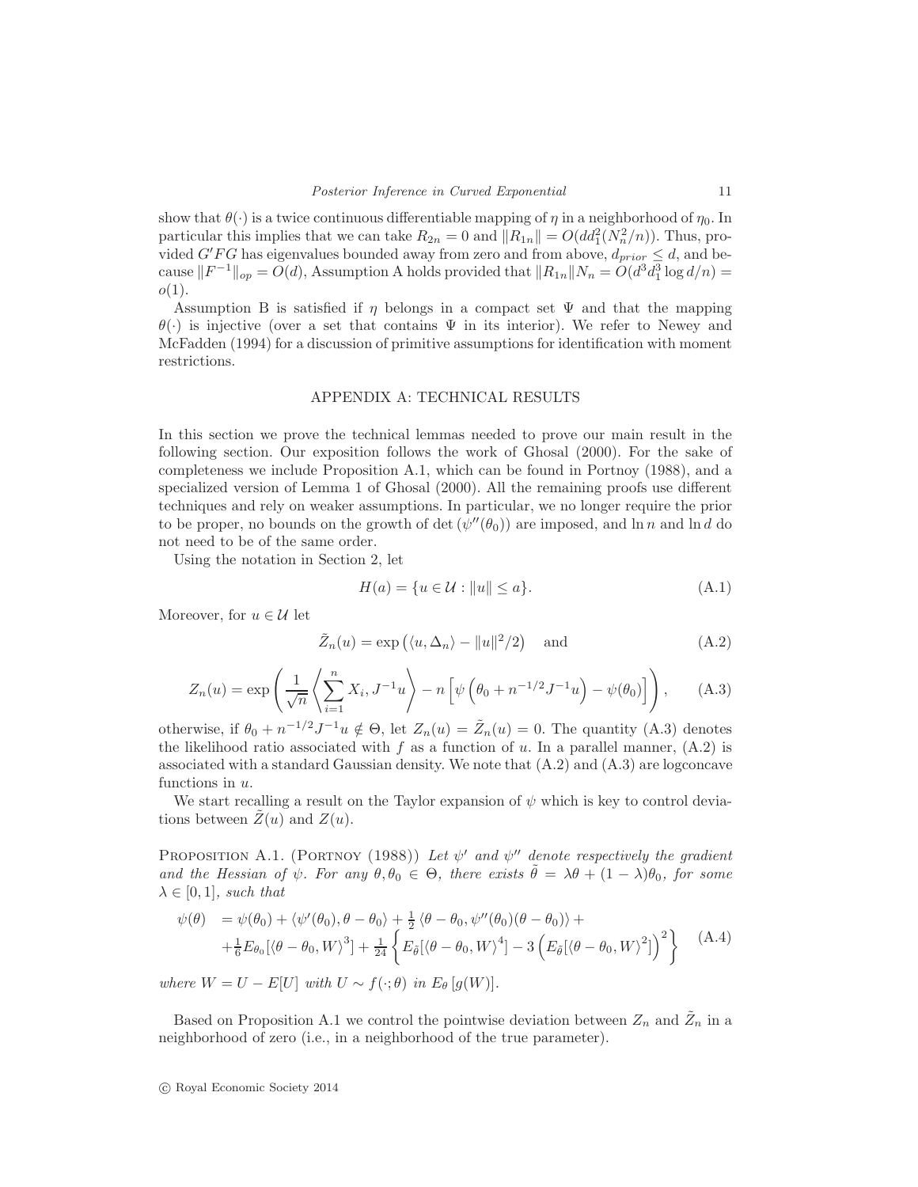show that $\theta(\cdot)$ is a twice continuous differentiable mapping of $\eta$ in a neighborhood of $\eta_0$. In particular this implies that we can take $R_{2n} = 0$ and $\|R_{1n}\| = O(dd_1^2(N_n^2/n))$. Thus, provided $G'FG$ has eigenvalues bounded away from zero and from above, $d_{prior} \leq d$, and because $\|F^{-1}\|_{op} = O(d)$, Assumption A holds provided that $\|R_{1n}\|N_n = O(d^3 d_1^3 \log d/n) = o(1)$.

Assumption B is satisfied if $\eta$ belongs in a compact set $\Psi$ and that the mapping $\theta(\cdot)$ is injective (over a set that contains $\Psi$ in its interior). We refer to Newey and McFadden (1994) for a discussion of primitive assumptions for identification with moment restrictions.

## APPENDIX A: TECHNICAL RESULTS

In this section we prove the technical lemmas needed to prove our main result in the following section. Our exposition follows the work of Ghosal (2000). For the sake of completeness we include Proposition A.1, which can be found in Portnoy (1988), and a specialized version of Lemma 1 of Ghosal (2000). All the remaining proofs use different techniques and rely on weaker assumptions. In particular, we no longer require the prior to be proper, no bounds on the growth of $\det(\psi''(\theta_0))$ are imposed, and $\ln n$ and $\ln d$ do not need to be of the same order.

Using the notation in Section 2, let

$$H(a) = \{u \in \mathcal{U} : \|u\| \leq a\}. \tag{A.1}$$

Moreover, for $u \in \mathcal{U}$ let

$$\tilde{Z}_n(u) = \exp\left(\langle u, \Delta_n\rangle - \|u\|^2/2\right) \quad \text{and} \tag{A.2}$$

$$Z_n(u) = \exp\left(\frac{1}{\sqrt{n}}\left\langle \sum_{i=1}^{n} X_i, J^{-1}u\right\rangle - n\left[\psi\left(\theta_0 + n^{-1/2}J^{-1}u\right) - \psi(\theta_0)\right]\right), \tag{A.3}$$

otherwise, if $\theta_0 + n^{-1/2}J^{-1}u \notin \Theta$, let $Z_n(u) = \tilde{Z}_n(u) = 0$. The quantity (A.3) denotes the likelihood ratio associated with $f$ as a function of $u$. In a parallel manner, (A.2) is associated with a standard Gaussian density. We note that (A.2) and (A.3) are logconcave functions in $u$.

We start recalling a result on the Taylor expansion of $\psi$ which is key to control deviations between $\tilde{Z}(u)$ and $Z(u)$.

Proposition A.1. (Portnoy (1988)) *Let $\psi'$ and $\psi''$ denote respectively the gradient and the Hessian of $\psi$. For any $\theta, \theta_0 \in \Theta$, there exists $\bar{\theta} = \lambda\theta + (1-\lambda)\theta_0$, for some $\lambda \in [0,1]$, such that*

$$\begin{aligned}\psi(\theta) \;&= \psi(\theta_0) + \langle \psi'(\theta_0), \theta - \theta_0\rangle + \tfrac{1}{2}\langle \theta - \theta_0, \psi''(\theta_0)(\theta - \theta_0)\rangle + \\ &+ \tfrac{1}{6}E_{\theta_0}[\langle \theta - \theta_0, W\rangle^3] + \tfrac{1}{24}\left\{E_{\bar{\theta}}[\langle \theta - \theta_0, W\rangle^4] - 3\left(E_{\bar{\theta}}[\langle \theta - \theta_0, W\rangle^2]\right)^2\right\}\end{aligned} \tag{A.4}$$

*where $W = U - E[U]$ with $U \sim f(\cdot;\theta)$ in $E_\theta[g(W)]$.*

Based on Proposition A.1 we control the pointwise deviation between $Z_n$ and $\tilde{Z}_n$ in a neighborhood of zero (i.e., in a neighborhood of the true parameter).

© Royal Economic Society 2014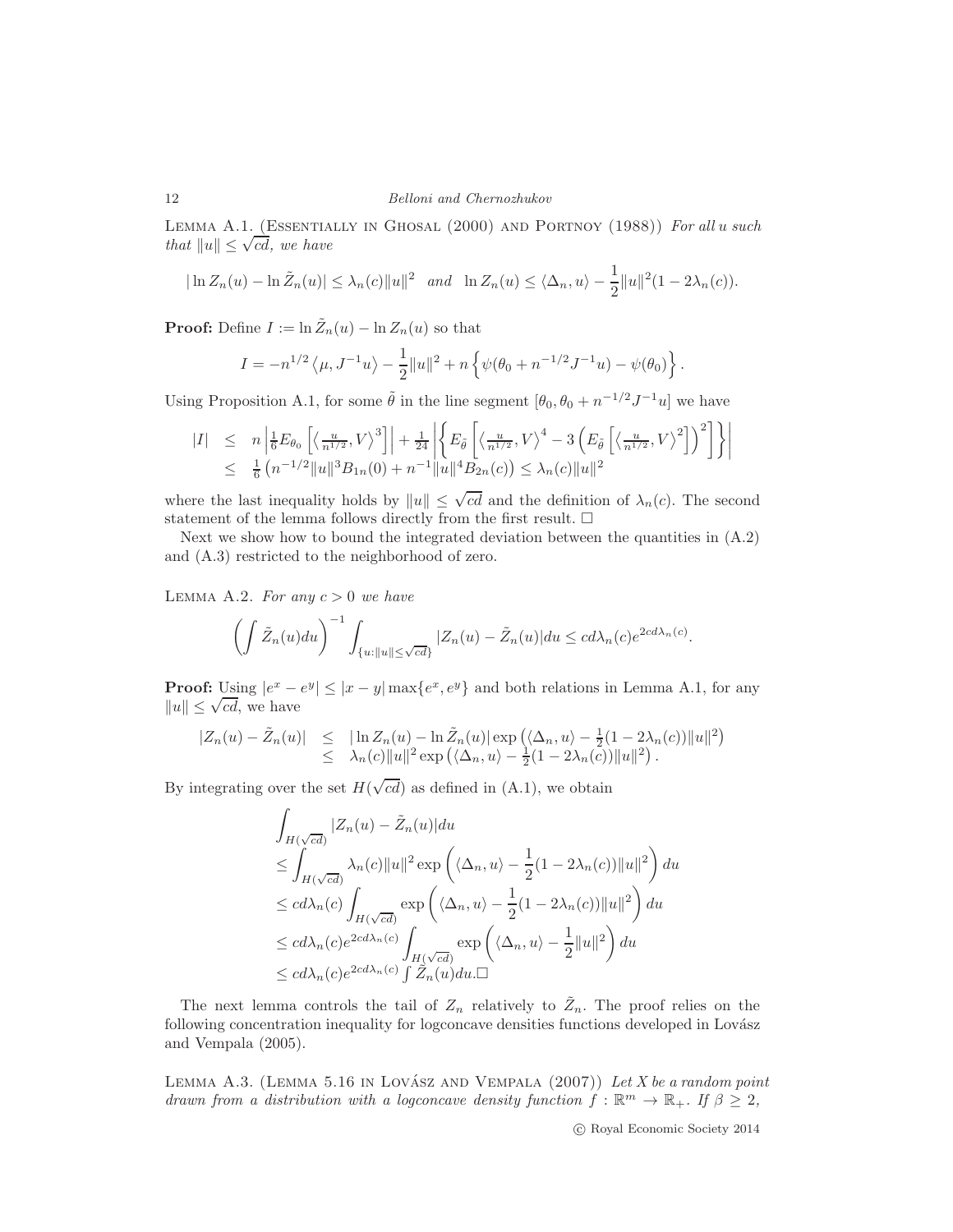Lemma A.1. (Essentially in Ghosal (2000) and Portnoy (1988)) *For all $u$ such that $\|u\| \leq \sqrt{cd}$, we have*

$$|\ln Z_n(u) - \ln \tilde{Z}_n(u)| \leq \lambda_n(c)\|u\|^2 \quad \text{and} \quad \ln Z_n(u) \leq \langle \Delta_n, u\rangle - \frac{1}{2}\|u\|^2(1 - 2\lambda_n(c)).$$

**Proof:** Define $I := \ln \tilde{Z}_n(u) - \ln Z_n(u)$ so that

$$I = -n^{1/2}\left\langle \mu, J^{-1}u\right\rangle - \frac{1}{2}\|u\|^2 + n\left\{\psi(\theta_0 + n^{-1/2}J^{-1}u) - \psi(\theta_0)\right\}.$$

Using Proposition A.1, for some $\tilde{\theta}$ in the line segment $[\theta_0, \theta_0 + n^{-1/2}J^{-1}u]$ we have

$$\begin{array}{rcl} |I| & \leq & n\left|\frac{1}{6}E_{\theta_0}\left[\left\langle \frac{u}{n^{1/2}}, V\right\rangle^3\right]\right| + \frac{1}{24}\left|\left\{E_{\tilde{\theta}}\left[\left\langle \frac{u}{n^{1/2}}, V\right\rangle^4 - 3\left(E_{\tilde{\theta}}\left[\left\langle \frac{u}{n^{1/2}}, V\right\rangle^2\right]\right)^2\right]\right\}\right| \\ & \leq & \frac{1}{6}\left(n^{-1/2}\|u\|^3 B_{1n}(0) + n^{-1}\|u\|^4 B_{2n}(c)\right) \leq \lambda_n(c)\|u\|^2 \end{array}$$

where the last inequality holds by $\|u\| \leq \sqrt{cd}$ and the definition of $\lambda_n(c)$. The second statement of the lemma follows directly from the first result. $\square$

Next we show how to bound the integrated deviation between the quantities in (A.2) and (A.3) restricted to the neighborhood of zero.

Lemma A.2. *For any $c > 0$ we have*

$$\left(\int \tilde{Z}_n(u)du\right)^{-1}\int_{\{u:\|u\|\leq\sqrt{cd}\}}|Z_n(u) - \tilde{Z}_n(u)|du \leq cd\lambda_n(c)e^{2cd\lambda_n(c)}.$$

**Proof:** Using $|e^x - e^y| \leq |x - y|\max\{e^x, e^y\}$ and both relations in Lemma A.1, for any $\|u\| \leq \sqrt{cd}$, we have

$$\begin{array}{rcl} |Z_n(u) - \tilde{Z}_n(u)| & \leq & |\ln Z_n(u) - \ln \tilde{Z}_n(u)|\exp\left(\langle \Delta_n, u\rangle - \frac{1}{2}(1 - 2\lambda_n(c))\|u\|^2\right) \\ & \leq & \lambda_n(c)\|u\|^2\exp\left(\langle \Delta_n, u\rangle - \frac{1}{2}(1 - 2\lambda_n(c))\|u\|^2\right). \end{array}$$

By integrating over the set $H(\sqrt{cd})$ as defined in (A.1), we obtain

$$\begin{array}{l} \displaystyle\int_{H(\sqrt{cd})}|Z_n(u) - \tilde{Z}_n(u)|du \\ \displaystyle\leq \int_{H(\sqrt{cd})}\lambda_n(c)\|u\|^2\exp\left(\langle \Delta_n, u\rangle - \frac{1}{2}(1 - 2\lambda_n(c))\|u\|^2\right)du \\ \displaystyle\leq cd\lambda_n(c)\int_{H(\sqrt{cd})}\exp\left(\langle \Delta_n, u\rangle - \frac{1}{2}(1 - 2\lambda_n(c))\|u\|^2\right)du \\ \displaystyle\leq cd\lambda_n(c)e^{2cd\lambda_n(c)}\int_{H(\sqrt{cd})}\exp\left(\langle \Delta_n, u\rangle - \frac{1}{2}\|u\|^2\right)du \\ \displaystyle\leq cd\lambda_n(c)e^{2cd\lambda_n(c)}\int \tilde{Z}_n(u)du.\square \end{array}$$

The next lemma controls the tail of $Z_n$ relatively to $\tilde{Z}_n$. The proof relies on the following concentration inequality for logconcave densities functions developed in Lovász and Vempala (2005).

Lemma A.3. (Lemma 5.16 in Lovász and Vempala (2007)) *Let $X$ be a random point drawn from a distribution with a logconcave density function $f : \mathbb{R}^m \to \mathbb{R}_+$. If $\beta \geq 2$,*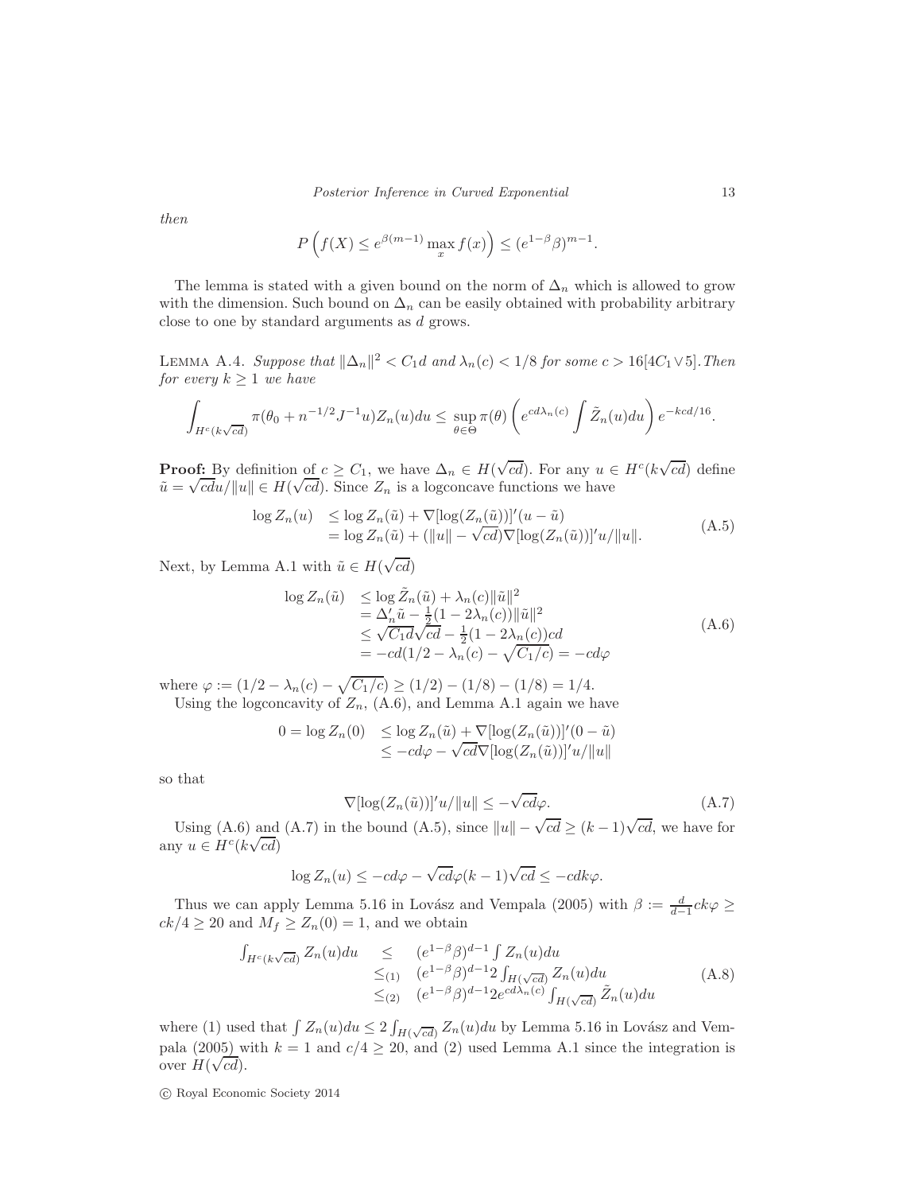then

$$P\left(f(X) \leq e^{\beta(m-1)} \max_x f(x)\right) \leq (e^{1-\beta}\beta)^{m-1}.$$

The lemma is stated with a given bound on the norm of $\Delta_n$ which is allowed to grow with the dimension. Such bound on $\Delta_n$ can be easily obtained with probability arbitrary close to one by standard arguments as $d$ grows.

Lemma A.4. *Suppose that $\|\Delta_n\|^2 < C_1 d$ and $\lambda_n(c) < 1/8$ for some $c > 16[4C_1 \vee 5]$. Then for every $k \geq 1$ we have*

$$\int_{H^c(k\sqrt{cd})} \pi(\theta_0 + n^{-1/2}J^{-1}u) Z_n(u) du \leq \sup_{\theta \in \Theta} \pi(\theta) \left( e^{cd\lambda_n(c)} \int \tilde{Z}_n(u) du \right) e^{-kcd/16}.$$

**Proof:** By definition of $c \geq C_1$, we have $\Delta_n \in H(\sqrt{cd})$. For any $u \in H^c(k\sqrt{cd})$ define $\tilde{u} = \sqrt{cd}u/\|u\| \in H(\sqrt{cd})$. Since $Z_n$ is a logconcave functions we have

$$\begin{aligned} \log Z_n(u) &\leq \log Z_n(\tilde{u}) + \nabla[\log(Z_n(\tilde{u}))]'(u - \tilde{u}) \\ &= \log Z_n(\tilde{u}) + (\|u\| - \sqrt{cd})\nabla[\log(Z_n(\tilde{u}))]'u/\|u\|. \end{aligned} \tag{A.5}$$

Next, by Lemma A.1 with $\tilde{u} \in H(\sqrt{cd})$

$$\begin{aligned} \log Z_n(\tilde{u}) &\leq \log \tilde{Z}_n(\tilde{u}) + \lambda_n(c)\|\tilde{u}\|^2 \\ &= \Delta_n'\tilde{u} - \tfrac{1}{2}(1 - 2\lambda_n(c))\|\tilde{u}\|^2 \\ &\leq \sqrt{C_1 d}\sqrt{cd} - \tfrac{1}{2}(1 - 2\lambda_n(c))cd \\ &= -cd(1/2 - \lambda_n(c) - \sqrt{C_1/c}) = -cd\varphi \end{aligned} \tag{A.6}$$

where $\varphi := (1/2 - \lambda_n(c) - \sqrt{C_1/c}) \geq (1/2) - (1/8) - (1/8) = 1/4$.

Using the logconcavity of $Z_n$, (A.6), and Lemma A.1 again we have

$$\begin{aligned} 0 = \log Z_n(0) &\leq \log Z_n(\tilde{u}) + \nabla[\log(Z_n(\tilde{u}))]'(0 - \tilde{u}) \\ &\leq -cd\varphi - \sqrt{cd}\nabla[\log(Z_n(\tilde{u}))]'u/\|u\| \end{aligned}$$

so that

$$\nabla[\log(Z_n(\tilde{u}))]'u/\|u\| \leq -\sqrt{cd}\varphi. \tag{A.7}$$

Using (A.6) and (A.7) in the bound (A.5), since $\|u\| - \sqrt{cd} \geq (k-1)\sqrt{cd}$, we have for any $u \in H^c(k\sqrt{cd})$

$$\log Z_n(u) \leq -cd\varphi - \sqrt{cd}\varphi(k-1)\sqrt{cd} \leq -cdk\varphi.$$

Thus we can apply Lemma 5.16 in Lovász and Vempala (2005) with $\beta := \frac{d}{d-1}ck\varphi \geq ck/4 \geq 20$ and $M_f \geq Z_n(0) = 1$, and we obtain

$$\begin{aligned} \int_{H^c(k\sqrt{cd})} Z_n(u)du &\leq (e^{1-\beta}\beta)^{d-1} \int Z_n(u)du \\ &\leq_{(1)} (e^{1-\beta}\beta)^{d-1} 2 \int_{H(\sqrt{cd})} Z_n(u)du \\ &\leq_{(2)} (e^{1-\beta}\beta)^{d-1} 2 e^{cd\lambda_n(c)} \int_{H(\sqrt{cd})} \tilde{Z}_n(u)du \end{aligned} \tag{A.8}$$

where (1) used that $\int Z_n(u)du \leq 2\int_{H(\sqrt{cd})} Z_n(u)du$ by Lemma 5.16 in Lovász and Vempala (2005) with $k = 1$ and $c/4 \geq 20$, and (2) used Lemma A.1 since the integration is over $H(\sqrt{cd})$.

© Royal Economic Society 2014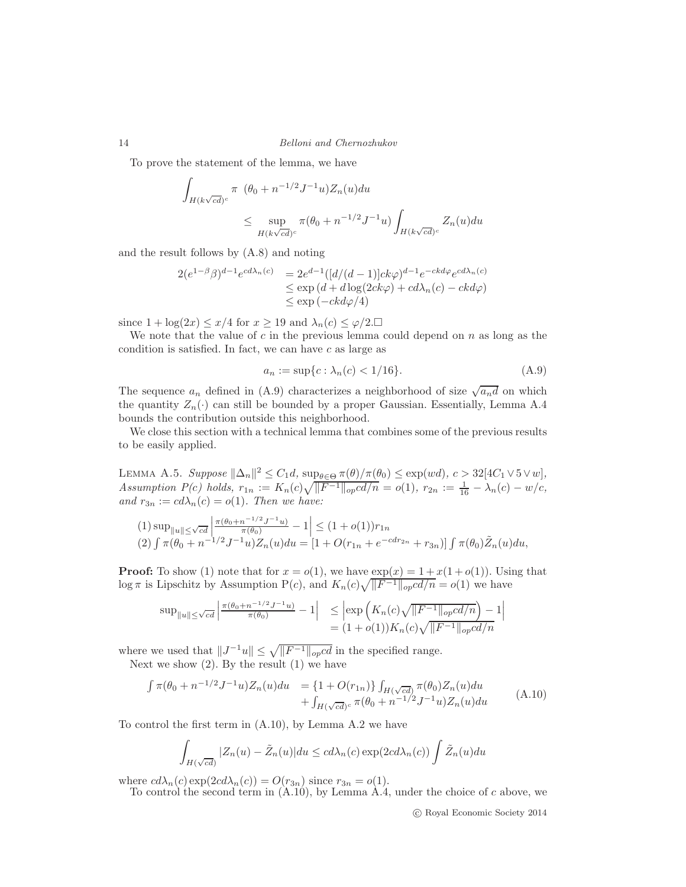To prove the statement of the lemma, we have

$$\int_{H(k\sqrt{cd})^c} \pi \ (\theta_0 + n^{-1/2}J^{-1}u)Z_n(u)du \leq \sup_{H(k\sqrt{cd})^c} \pi(\theta_0 + n^{-1/2}J^{-1}u) \int_{H(k\sqrt{cd})^c} Z_n(u)du$$

and the result follows by (A.8) and noting

$$\begin{aligned} 2(e^{1-\beta}\beta)^{d-1}e^{cd\lambda_n(c)} &= 2e^{d-1}([d/(d-1)]ck\varphi)^{d-1}e^{-ckd\varphi}e^{cd\lambda_n(c)} \\ &\leq \exp\left(d + d\log(2ck\varphi) + cd\lambda_n(c) - ckd\varphi\right) \\ &\leq \exp\left(-ckd\varphi/4\right) \end{aligned}$$

since $1 + \log(2x) \leq x/4$ for $x \geq 19$ and $\lambda_n(c) \leq \varphi/2$.□

We note that the value of $c$ in the previous lemma could depend on $n$ as long as the condition is satisfied. In fact, we can have $c$ as large as

$$a_n := \sup\{c : \lambda_n(c) < 1/16\}. \tag{A.9}$$

The sequence $a_n$ defined in (A.9) characterizes a neighborhood of size $\sqrt{a_n d}$ on which the quantity $Z_n(\cdot)$ can still be bounded by a proper Gaussian. Essentially, Lemma A.4 bounds the contribution outside this neighborhood.

We close this section with a technical lemma that combines some of the previous results to be easily applied.

Lemma A.5. *Suppose $\|\Delta_n\|^2 \leq C_1 d$, $\sup_{\theta\in\Theta} \pi(\theta)/\pi(\theta_0) \leq \exp(wd)$, $c > 32[4C_1 \vee 5 \vee w]$, Assumption P(c) holds, $r_{1n} := K_n(c)\sqrt{\|F^{-1}\|_{op}cd/n} = o(1)$, $r_{2n} := \frac{1}{16} - \lambda_n(c) - w/c$, and $r_{3n} := cd\lambda_n(c) = o(1)$. Then we have:*

$$(1) \sup_{\|u\|\leq\sqrt{cd}} \left| \frac{\pi(\theta_0+n^{-1/2}J^{-1}u)}{\pi(\theta_0)} - 1 \right| \leq (1 + o(1))r_{1n}$$
$$(2) \int \pi(\theta_0 + n^{-1/2}J^{-1}u)Z_n(u)du = [1 + O(r_{1n} + e^{-cdr_{2n}} + r_{3n})] \int \pi(\theta_0)\tilde{Z}_n(u)du,$$

**Proof:** To show (1) note that for $x = o(1)$, we have $\exp(x) = 1 + x(1 + o(1))$. Using that $\log \pi$ is Lipschitz by Assumption P(c), and $K_n(c)\sqrt{\|F^{-1}\|_{op}cd/n} = o(1)$ we have

$$\begin{aligned} \sup_{\|u\|\leq\sqrt{cd}} \left| \frac{\pi(\theta_0+n^{-1/2}J^{-1}u)}{\pi(\theta_0)} - 1 \right| &\leq \left| \exp\left( K_n(c)\sqrt{\|F^{-1}\|_{op}cd/n} \right) - 1 \right| \\ &= (1 + o(1))K_n(c)\sqrt{\|F^{-1}\|_{op}cd/n} \end{aligned}$$

where we used that $\|J^{-1}u\| \leq \sqrt{\|F^{-1}\|_{op}cd}$ in the specified range.

Next we show (2). By the result (1) we have

$$\begin{aligned} \int \pi(\theta_0 + n^{-1/2}J^{-1}u)Z_n(u)du &= \{1 + O(r_{1n})\} \int_{H(\sqrt{cd})} \pi(\theta_0)Z_n(u)du \\ &+ \int_{H(\sqrt{cd})^c} \pi(\theta_0 + n^{-1/2}J^{-1}u)Z_n(u)du \end{aligned} \tag{A.10}$$

To control the first term in (A.10), by Lemma A.2 we have

$$\int_{H(\sqrt{cd})} |Z_n(u) - \tilde{Z}_n(u)|du \leq cd\lambda_n(c)\exp(2cd\lambda_n(c)) \int \tilde{Z}_n(u)du$$

where $cd\lambda_n(c)\exp(2cd\lambda_n(c)) = O(r_{3n})$ since $r_{3n} = o(1)$.

To control the second term in (A.10), by Lemma A.4, under the choice of $c$ above, we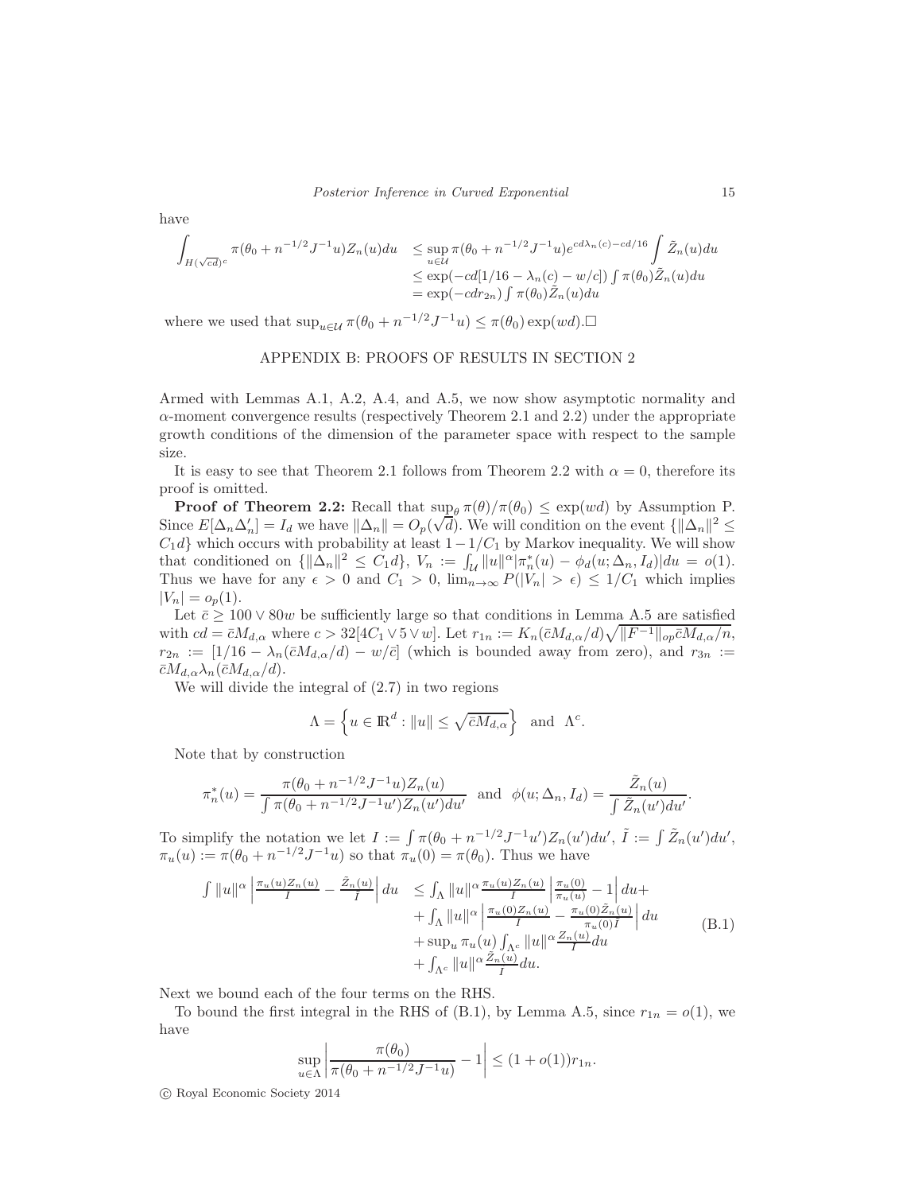have

$$
\begin{aligned}
\int_{H(\sqrt{cd})^c} \pi(\theta_0 + n^{-1/2}J^{-1}u) Z_n(u) du &\leq \sup_{u\in\mathcal{U}} \pi(\theta_0 + n^{-1/2}J^{-1}u) e^{cd\lambda_n(c) - cd/16} \int \tilde{Z}_n(u) du \\
&\leq \exp(-cd[1/16 - \lambda_n(c) - w/c]) \int \pi(\theta_0)\tilde{Z}_n(u)du \\
&= \exp(-cdr_{2n}) \int \pi(\theta_0)\tilde{Z}_n(u)du
\end{aligned}
$$

where we used that $\sup_{u\in\mathcal{U}} \pi(\theta_0 + n^{-1/2}J^{-1}u) \leq \pi(\theta_0)\exp(wd)$.$\square$

## APPENDIX B: PROOFS OF RESULTS IN SECTION 2

Armed with Lemmas A.1, A.2, A.4, and A.5, we now show asymptotic normality and $\alpha$-moment convergence results (respectively Theorem 2.1 and 2.2) under the appropriate growth conditions of the dimension of the parameter space with respect to the sample size.

It is easy to see that Theorem 2.1 follows from Theorem 2.2 with $\alpha = 0$, therefore its proof is omitted.

**Proof of Theorem 2.2:** Recall that $\sup_\theta \pi(\theta)/\pi(\theta_0) \leq \exp(wd)$ by Assumption P. Since $E[\Delta_n\Delta_n'] = I_d$ we have $\|\Delta_n\| = O_p(\sqrt{d})$. We will condition on the event $\{\|\Delta_n\|^2 \leq C_1 d\}$ which occurs with probability at least $1 - 1/C_1$ by Markov inequality. We will show that conditioned on $\{\|\Delta_n\|^2 \leq C_1 d\}$, $V_n := \int_{\mathcal{U}} \|u\|^\alpha |\pi_n^*(u) - \phi_d(u;\Delta_n, I_d)| du = o(1)$. Thus we have for any $\epsilon > 0$ and $C_1 > 0$, $\lim_{n\to\infty} P(|V_n| > \epsilon) \leq 1/C_1$ which implies $|V_n| = o_p(1)$.

Let $\bar{c} \geq 100 \vee 80w$ be sufficiently large so that conditions in Lemma A.5 are satisfied with $cd = \bar{c}M_{d,\alpha}$ where $c > 32[4C_1 \vee 5 \vee w]$. Let $r_{1n} := K_n(\bar{c}M_{d,\alpha}/d)\sqrt{\|F^{-1}\|_{op}\bar{c}M_{d,\alpha}/n}$, $r_{2n} := [1/16 - \lambda_n(\bar{c}M_{d,\alpha}/d) - w/\bar{c}]$ (which is bounded away from zero), and $r_{3n} := \bar{c}M_{d,\alpha}\lambda_n(\bar{c}M_{d,\alpha}/d)$.

We will divide the integral of (2.7) in two regions

$$
\Lambda = \left\{ u \in \mathbb{R}^d : \|u\| \leq \sqrt{\bar{c}M_{d,\alpha}} \right\} \quad \text{and} \quad \Lambda^c.
$$

Note that by construction

$$
\pi_n^*(u) = \frac{\pi(\theta_0 + n^{-1/2}J^{-1}u)Z_n(u)}{\int \pi(\theta_0 + n^{-1/2}J^{-1}u')Z_n(u')du'} \quad \text{and} \quad \phi(u;\Delta_n, I_d) = \frac{\tilde{Z}_n(u)}{\int \tilde{Z}_n(u')du'}.
$$

To simplify the notation we let $I := \int \pi(\theta_0 + n^{-1/2}J^{-1}u')Z_n(u')du'$, $\tilde{I} := \int \tilde{Z}_n(u')du'$, $\pi_u(u) := \pi(\theta_0 + n^{-1/2}J^{-1}u)$ so that $\pi_u(0) = \pi(\theta_0)$. Thus we have

$$
\begin{aligned}
\int \|u\|^\alpha \left| \frac{\pi_u(u)Z_n(u)}{I} - \frac{\tilde{Z}_n(u)}{\tilde{I}} \right| du &\leq \int_\Lambda \|u\|^\alpha \frac{\pi_u(u)Z_n(u)}{I} \left| \frac{\pi_u(0)}{\pi_u(u)} - 1 \right| du + \\
&+ \int_\Lambda \|u\|^\alpha \left| \frac{\pi_u(0)Z_n(u)}{I} - \frac{\pi_u(0)\tilde{Z}_n(u)}{\pi_u(0)\tilde{I}} \right| du \\
&+ \sup_u \pi_u(u) \int_{\Lambda^c} \|u\|^\alpha \frac{Z_n(u)}{I} du \\
&+ \int_{\Lambda^c} \|u\|^\alpha \frac{\tilde{Z}_n(u)}{\tilde{I}} du.
\end{aligned} \tag{B.1}
$$

Next we bound each of the four terms on the RHS.

To bound the first integral in the RHS of (B.1), by Lemma A.5, since $r_{1n} = o(1)$, we have

$$
\sup_{u\in\Lambda} \left| \frac{\pi(\theta_0)}{\pi(\theta_0 + n^{-1/2}J^{-1}u)} - 1 \right| \leq (1 + o(1))r_{1n}.
$$

© Royal Economic Society 2014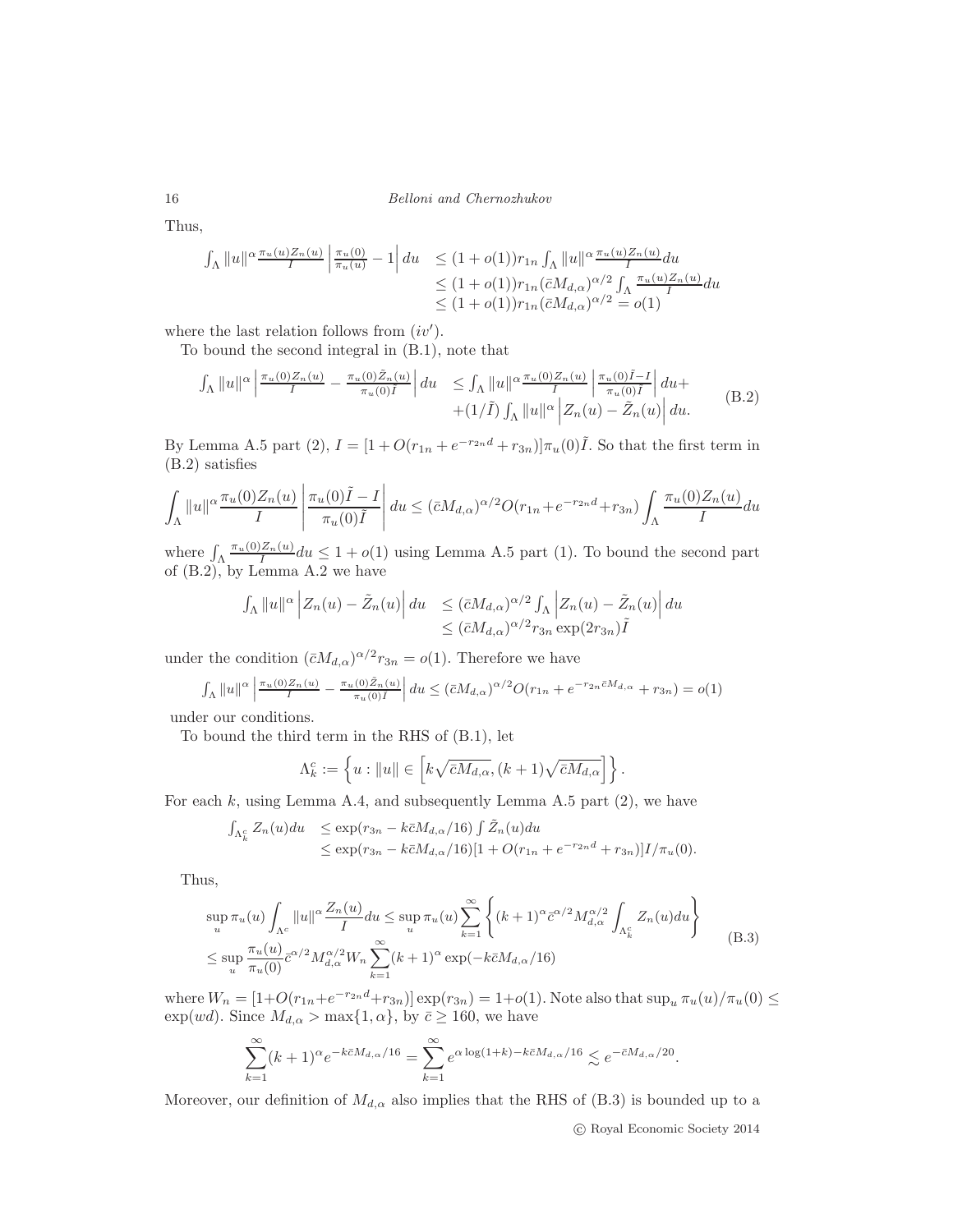Thus,

$$
\begin{aligned}
\int_\Lambda \|u\|^\alpha \frac{\pi_u(u)Z_n(u)}{I}\left|\frac{\pi_u(0)}{\pi_u(u)}-1\right|du &\leq (1+o(1))r_{1n}\int_\Lambda \|u\|^\alpha \frac{\pi_u(u)Z_n(u)}{I}du\\
&\leq (1+o(1))r_{1n}(\bar{c}M_{d,\alpha})^{\alpha/2}\int_\Lambda \frac{\pi_u(u)Z_n(u)}{I}du\\
&\leq (1+o(1))r_{1n}(\bar{c}M_{d,\alpha})^{\alpha/2} = o(1)
\end{aligned}
$$

where the last relation follows from $(iv')$.

To bound the second integral in (B.1), note that

$$
\begin{aligned}
\int_\Lambda \|u\|^\alpha \left|\frac{\pi_u(0)Z_n(u)}{I} - \frac{\pi_u(0)\tilde{Z}_n(u)}{\pi_u(0)\tilde{I}}\right|du &\leq \int_\Lambda \|u\|^\alpha \frac{\pi_u(0)Z_n(u)}{I}\left|\frac{\pi_u(0)\tilde{I}-I}{\pi_u(0)\tilde{I}}\right|du+\\
&\quad +(1/\tilde{I})\int_\Lambda \|u\|^\alpha\left|Z_n(u)-\tilde{Z}_n(u)\right|du.
\end{aligned}
\tag{B.2}
$$

By Lemma A.5 part (2), $I = [1+O(r_{1n}+e^{-r_{2n}d}+r_{3n})]\pi_u(0)\tilde{I}$. So that the first term in (B.2) satisfies

$$
\int_\Lambda \|u\|^\alpha \frac{\pi_u(0)Z_n(u)}{I}\left|\frac{\pi_u(0)\tilde{I}-I}{\pi_u(0)\tilde{I}}\right|du \leq (\bar{c}M_{d,\alpha})^{\alpha/2}O(r_{1n}+e^{-r_{2n}d}+r_{3n})\int_\Lambda \frac{\pi_u(0)Z_n(u)}{I}du
$$

where $\int_\Lambda \frac{\pi_u(0)Z_n(u)}{I}du \leq 1+o(1)$ using Lemma A.5 part (1). To bound the second part of (B.2), by Lemma A.2 we have

$$
\begin{aligned}
\int_\Lambda \|u\|^\alpha\left|Z_n(u)-\tilde{Z}_n(u)\right|du &\leq (\bar{c}M_{d,\alpha})^{\alpha/2}\int_\Lambda \left|Z_n(u)-\tilde{Z}_n(u)\right|du\\
&\leq (\bar{c}M_{d,\alpha})^{\alpha/2}r_{3n}\exp(2r_{3n})\tilde{I}
\end{aligned}
$$

under the condition $(\bar{c}M_{d,\alpha})^{\alpha/2}r_{3n} = o(1)$. Therefore we have

$$
\int_\Lambda \|u\|^\alpha\left|\frac{\pi_u(0)Z_n(u)}{I} - \frac{\pi_u(0)\tilde{Z}_n(u)}{\pi_u(0)\tilde{I}}\right|du \leq (\bar{c}M_{d,\alpha})^{\alpha/2}O(r_{1n}+e^{-r_{2n}\bar{c}M_{d,\alpha}}+r_{3n}) = o(1)
$$

under our conditions.

To bound the third term in the RHS of (B.1), let

$$
\Lambda_k^c := \left\{u : \|u\| \in \left[k\sqrt{\bar{c}M_{d,\alpha}}, (k+1)\sqrt{\bar{c}M_{d,\alpha}}\right]\right\}.
$$

For each $k$, using Lemma A.4, and subsequently Lemma A.5 part (2), we have

$$
\begin{aligned}
\int_{\Lambda_k^c} Z_n(u)du &\leq \exp(r_{3n} - k\bar{c}M_{d,\alpha}/16)\int \tilde{Z}_n(u)du\\
&\leq \exp(r_{3n}-k\bar{c}M_{d,\alpha}/16)[1+O(r_{1n}+e^{-r_{2n}d}+r_{3n})]I/\pi_u(0).
\end{aligned}
$$

Thus,

$$
\begin{aligned}
\sup_u \pi_u(u)\int_{\Lambda^c}\|u\|^\alpha\frac{Z_n(u)}{I}du &\leq \sup_u \pi_u(u)\sum_{k=1}^\infty\left\{(k+1)^\alpha\bar{c}^{\alpha/2}M_{d,\alpha}^{\alpha/2}\int_{\Lambda_k^c}Z_n(u)du\right\}\\
&\leq \sup_u\frac{\pi_u(u)}{\pi_u(0)}\bar{c}^{\alpha/2}M_{d,\alpha}^{\alpha/2}W_n\sum_{k=1}^\infty(k+1)^\alpha\exp(-k\bar{c}M_{d,\alpha}/16)
\end{aligned}
\tag{B.3}
$$

where $W_n = [1+O(r_{1n}+e^{-r_{2n}d}+r_{3n})]\exp(r_{3n}) = 1+o(1)$. Note also that $\sup_u \pi_u(u)/\pi_u(0) \leq \exp(wd)$. Since $M_{d,\alpha} > \max\{1,\alpha\}$, by $\bar{c}\geq 160$, we have

$$
\sum_{k=1}^\infty (k+1)^\alpha e^{-k\bar{c}M_{d,\alpha}/16} = \sum_{k=1}^\infty e^{\alpha\log(1+k)-k\bar{c}M_{d,\alpha}/16} \lesssim e^{-\bar{c}M_{d,\alpha}/20}.
$$

Moreover, our definition of $M_{d,\alpha}$ also implies that the RHS of (B.3) is bounded up to a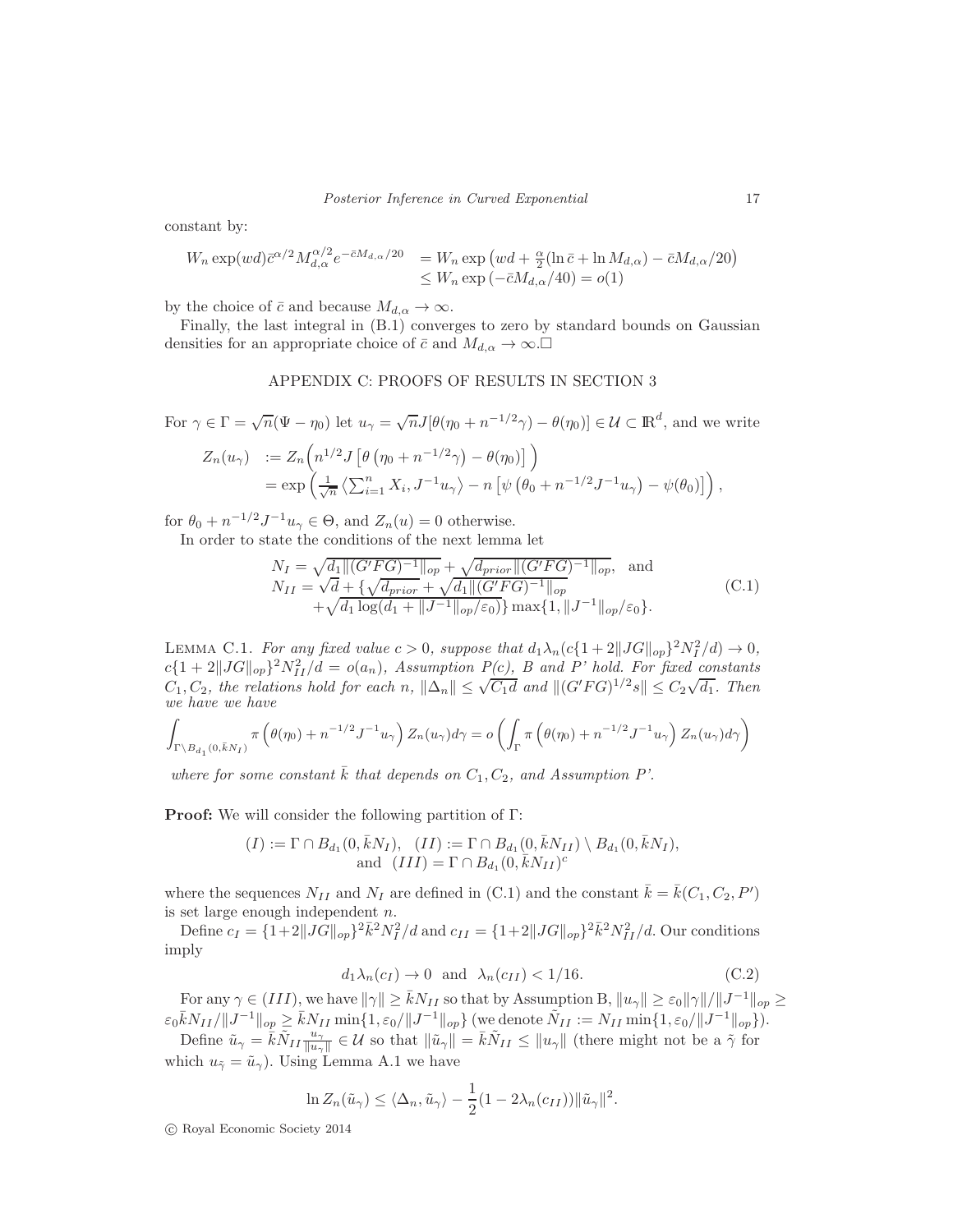constant by:

$$
\begin{aligned}
W_n \exp(wd)\bar{c}^{\alpha/2} M_{d,\alpha}^{\alpha/2} e^{-\bar{c}M_{d,\alpha}/20} &= W_n \exp\left(wd + \tfrac{\alpha}{2}(\ln \bar{c} + \ln M_{d,\alpha}) - \bar{c}M_{d,\alpha}/20\right) \\
&\leq W_n \exp\left(-\bar{c}M_{d,\alpha}/40\right) = o(1)
\end{aligned}
$$

by the choice of $\bar{c}$ and because $M_{d,\alpha} \to \infty$.

Finally, the last integral in (B.1) converges to zero by standard bounds on Gaussian densities for an appropriate choice of $\bar{c}$ and $M_{d,\alpha} \to \infty$.$\square$

## APPENDIX C: PROOFS OF RESULTS IN SECTION 3

For $\gamma \in \Gamma = \sqrt{n}(\Psi - \eta_0)$ let $u_\gamma = \sqrt{n}J[\theta(\eta_0 + n^{-1/2}\gamma) - \theta(\eta_0)] \in \mathcal{U} \subset \mathbb{R}^d$, and we write

$$
\begin{aligned}
Z_n(u_\gamma) &:= Z_n\Big(n^{1/2}J\left[\theta\left(\eta_0 + n^{-1/2}\gamma\right) - \theta(\eta_0)\right]\Big) \\
&= \exp\Big(\tfrac{1}{\sqrt{n}}\left\langle \textstyle\sum_{i=1}^n X_i, J^{-1}u_\gamma\right\rangle - n\left[\psi\left(\theta_0 + n^{-1/2}J^{-1}u_\gamma\right) - \psi(\theta_0)\right]\Big),
\end{aligned}
$$

for $\theta_0 + n^{-1/2}J^{-1}u_\gamma \in \Theta$, and $Z_n(u) = 0$ otherwise.

In order to state the conditions of the next lemma let

$$
\begin{aligned}
N_I &= \sqrt{d_1\|(G'FG)^{-1}\|_{op}} + \sqrt{d_{prior}\|(G'FG)^{-1}\|_{op}}, \quad \text{and} \\
N_{II} &= \sqrt{d} + \{\sqrt{d_{prior}} + \sqrt{d_1\|(G'FG)^{-1}\|_{op}} \\
&\quad + \sqrt{d_1 \log(d_1 + \|J^{-1}\|_{op}/\varepsilon_0)}\}\max\{1, \|J^{-1}\|_{op}/\varepsilon_0\}.
\end{aligned} \tag{C.1}
$$

**Lemma C.1.** *For any fixed value $c > 0$, suppose that $d_1\lambda_n(c\{1+2\|JG\|_{op}\}^2N_I^2/d) \to 0$, $c\{1+2\|JG\|_{op}\}^2N_{II}^2/d = o(a_n)$, Assumption P(c), B and P' hold. For fixed constants $C_1, C_2$, the relations hold for each $n$, $\|\Delta_n\| \leq \sqrt{C_1 d}$ and $\|(G'FG)^{1/2}s\| \leq C_2\sqrt{d_1}$. Then we have we have*

$$
\int_{\Gamma\setminus B_{d_1}(0,\bar{k}N_I)} \pi\left(\theta(\eta_0) + n^{-1/2}J^{-1}u_\gamma\right) Z_n(u_\gamma)d\gamma = o\left(\int_\Gamma \pi\left(\theta(\eta_0) + n^{-1/2}J^{-1}u_\gamma\right) Z_n(u_\gamma)d\gamma\right)
$$

*where for some constant $\bar{k}$ that depends on $C_1, C_2$, and Assumption P'.*

**Proof:** We will consider the following partition of $\Gamma$:

$$
\begin{aligned}
(I) := \Gamma \cap B_{d_1}(0, \bar{k}N_I), \quad (II) &:= \Gamma \cap B_{d_1}(0, \bar{k}N_{II}) \setminus B_{d_1}(0, \bar{k}N_I), \\
\text{and} \quad (III) &= \Gamma \cap B_{d_1}(0, \bar{k}N_{II})^c
\end{aligned}
$$

where the sequences $N_{II}$ and $N_I$ are defined in (C.1) and the constant $\bar{k} = \bar{k}(C_1, C_2, P')$ is set large enough independent $n$.

Define $c_I = \{1+2\|JG\|_{op}\}^2\bar{k}^2N_I^2/d$ and $c_{II} = \{1+2\|JG\|_{op}\}^2\bar{k}^2N_{II}^2/d$. Our conditions imply

$$
d_1\lambda_n(c_I) \to 0 \quad \text{and} \quad \lambda_n(c_{II}) < 1/16. \tag{C.2}
$$

For any $\gamma \in (III)$, we have $\|\gamma\| \geq \bar{k}N_{II}$ so that by Assumption B, $\|u_\gamma\| \geq \varepsilon_0\|\gamma\|/\|J^{-1}\|_{op} \geq \varepsilon_0\bar{k}N_{II}/\|J^{-1}\|_{op} \geq \bar{k}N_{II}\min\{1, \varepsilon_0/\|J^{-1}\|_{op}\}$ (we denote $\tilde{N}_{II} := N_{II}\min\{1, \varepsilon_0/\|J^{-1}\|_{op}\}$).

Define $\tilde{u}_\gamma = \bar{k}\tilde{N}_{II}\frac{u_\gamma}{\|u_\gamma\|} \in \mathcal{U}$ so that $\|\tilde{u}_\gamma\| = \bar{k}\tilde{N}_{II} \leq \|u_\gamma\|$ (there might not be a $\tilde{\gamma}$ for which $u_{\tilde{\gamma}} = \tilde{u}_\gamma$). Using Lemma A.1 we have

$$
\ln Z_n(\tilde{u}_\gamma) \leq \langle \Delta_n, \tilde{u}_\gamma\rangle - \frac{1}{2}(1 - 2\lambda_n(c_{II}))\|\tilde{u}_\gamma\|^2.
$$

© Royal Economic Society 2014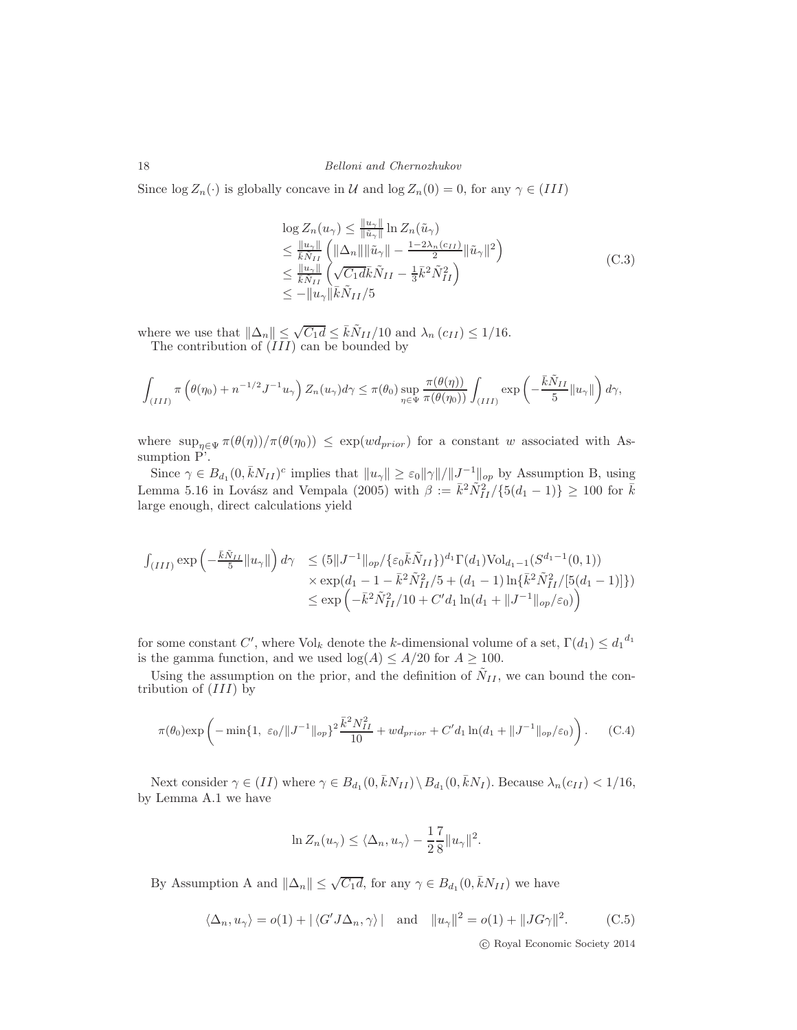Since $\log Z_n(\cdot)$ is globally concave in $\mathcal{U}$ and $\log Z_n(0) = 0$, for any $\gamma \in (III)$

$$
\begin{aligned}
&\log Z_n(u_\gamma) \leq \tfrac{\|u_\gamma\|}{\|\tilde{u}_\gamma\|} \ln Z_n(\tilde{u}_\gamma) \\
&\leq \tfrac{\|u_\gamma\|}{\bar{k}\tilde{N}_{II}} \left( \|\Delta_n\| \|\tilde{u}_\gamma\| - \tfrac{1-2\lambda_n(c_{II})}{2} \|\tilde{u}_\gamma\|^2 \right) \\
&\leq \tfrac{\|u_\gamma\|}{\bar{k}\tilde{N}_{II}} \left( \sqrt{C_1 d}\bar{k}\tilde{N}_{II} - \tfrac{1}{3}\bar{k}^2\tilde{N}_{II}^2 \right) \\
&\leq -\|u_\gamma\|\bar{k}\tilde{N}_{II}/5
\end{aligned}
\tag{C.3}
$$

where we use that $\|\Delta_n\| \leq \sqrt{C_1 d} \leq \bar{k}\tilde{N}_{II}/10$ and $\lambda_n(c_{II}) \leq 1/16$.

The contribution of $(III)$ can be bounded by

$$
\int_{(III)} \pi\left(\theta(\eta_0) + n^{-1/2}J^{-1}u_\gamma\right) Z_n(u_\gamma) d\gamma \leq \pi(\theta_0) \sup_{\eta \in \Psi} \frac{\pi(\theta(\eta))}{\pi(\theta(\eta_0))} \int_{(III)} \exp\left( -\frac{\bar{k}\tilde{N}_{II}}{5}\|u_\gamma\| \right) d\gamma,
$$

where $\sup_{\eta\in\Psi} \pi(\theta(\eta))/\pi(\theta(\eta_0)) \leq \exp(wd_{prior})$ for a constant $w$ associated with Assumption P'.

Since $\gamma \in B_{d_1}(0, \bar{k}N_{II})^c$ implies that $\|u_\gamma\| \geq \varepsilon_0\|\gamma\|/\|J^{-1}\|_{op}$ by Assumption B, using Lemma 5.16 in Lovász and Vempala (2005) with $\beta := \bar{k}^2\tilde{N}_{II}^2/\{5(d_1-1)\} \geq 100$ for $\bar{k}$ large enough, direct calculations yield

$$
\begin{aligned}
\int_{(III)} \exp\left(-\tfrac{\bar{k}\tilde{N}_{II}}{5}\|u_\gamma\|\right) d\gamma &\leq (5\|J^{-1}\|_{op}/\{\varepsilon_0\bar{k}\tilde{N}_{II}\})^{d_1}\Gamma(d_1)\mathrm{Vol}_{d_1-1}(S^{d_1-1}(0,1)) \\
&\quad \times \exp(d_1 - 1 - \bar{k}^2\tilde{N}_{II}^2/5 + (d_1-1)\ln\{\bar{k}^2\tilde{N}_{II}^2/[5(d_1-1)]\}) \\
&\leq \exp\left(-\bar{k}^2\tilde{N}_{II}^2/10 + C'd_1\ln(d_1 + \|J^{-1}\|_{op}/\varepsilon_0)\right)
\end{aligned}
$$

for some constant $C'$, where $\mathrm{Vol}_k$ denote the $k$-dimensional volume of a set, $\Gamma(d_1) \leq {d_1}^{d_1}$ is the gamma function, and we used $\log(A) \leq A/20$ for $A \geq 100$.

Using the assumption on the prior, and the definition of $\tilde{N}_{II}$, we can bound the contribution of $(III)$ by

$$
\pi(\theta_0)\exp\left( -\min\{1,\ \varepsilon_0/\|J^{-1}\|_{op}\}^2 \frac{\bar{k}^2 N_{II}^2}{10} + wd_{prior} + C'd_1\ln(d_1 + \|J^{-1}\|_{op}/\varepsilon_0) \right). \tag{C.4}
$$

Next consider $\gamma \in (II)$ where $\gamma \in B_{d_1}(0, \bar{k}N_{II}) \setminus B_{d_1}(0, \bar{k}N_I)$. Because $\lambda_n(c_{II}) < 1/16$, by Lemma A.1 we have

$$
\ln Z_n(u_\gamma) \leq \langle \Delta_n, u_\gamma \rangle - \frac{1}{2}\frac{7}{8}\|u_\gamma\|^2.
$$

By Assumption A and $\|\Delta_n\| \leq \sqrt{C_1 d}$, for any $\gamma \in B_{d_1}(0, \bar{k}N_{II})$ we have

$$
\langle \Delta_n, u_\gamma \rangle = o(1) + |\langle G'J\Delta_n, \gamma \rangle| \quad \text{and} \quad \|u_\gamma\|^2 = o(1) + \|JG\gamma\|^2. \tag{C.5}
$$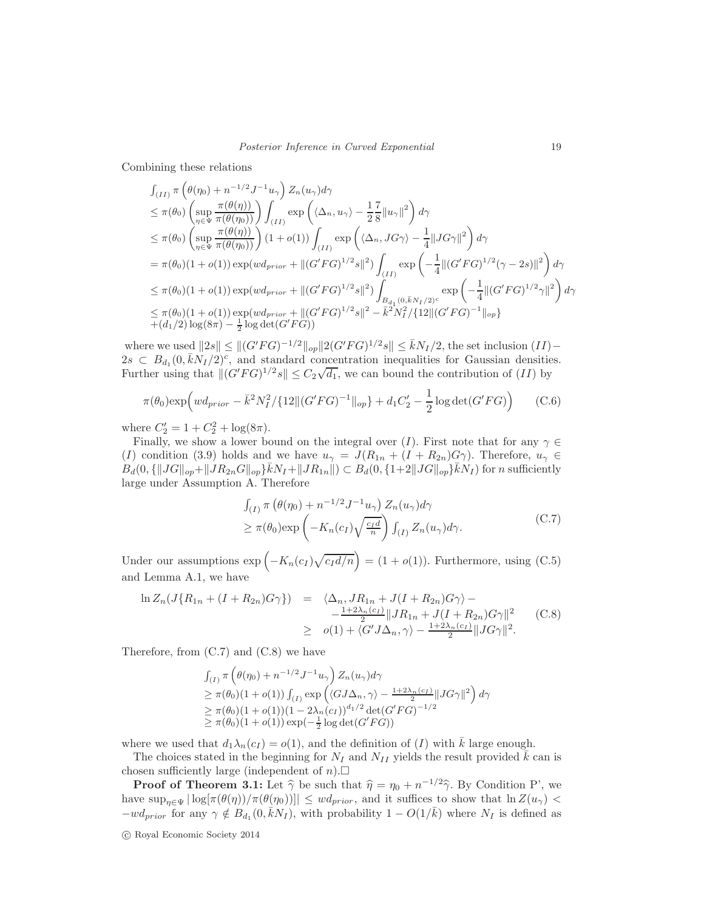Combining these relations

$$
\begin{aligned}
&\int_{(II)} \pi\left(\theta(\eta_0) + n^{-1/2}J^{-1}u_\gamma\right) Z_n(u_\gamma) d\gamma \\
&\leq \pi(\theta_0)\left(\sup_{\eta\in\Psi}\frac{\pi(\theta(\eta))}{\pi(\theta(\eta_0))}\right)\int_{(II)}\exp\left(\langle\Delta_n, u_\gamma\rangle - \frac{1}{2}\frac{7}{8}\|u_\gamma\|^2\right)d\gamma \\
&\leq \pi(\theta_0)\left(\sup_{\eta\in\Psi}\frac{\pi(\theta(\eta))}{\pi(\theta(\eta_0))}\right)(1+o(1))\int_{(II)}\exp\left(\langle\Delta_n, JG\gamma\rangle - \frac{1}{4}\|JG\gamma\|^2\right)d\gamma \\
&= \pi(\theta_0)(1+o(1))\exp(wd_{prior} + \|(G'FG)^{1/2}s\|^2)\int_{(II)}\exp\left(-\frac{1}{4}\|(G'FG)^{1/2}(\gamma-2s)\|^2\right)d\gamma \\
&\leq \pi(\theta_0)(1+o(1))\exp(wd_{prior} + \|(G'FG)^{1/2}s\|^2)\int_{B_{d_1}(0,\bar{k}N_I/2)^c}\exp\left(-\frac{1}{4}\|(G'FG)^{1/2}\gamma\|^2\right)d\gamma \\
&\leq \pi(\theta_0)(1+o(1))\exp(wd_{prior} + \|(G'FG)^{1/2}s\|^2 - \bar{k}^2N_I^2/\{12\|(G'FG)^{-1}\|_{op}\} \\
&\quad +(d_1/2)\log(8\pi) - \tfrac{1}{2}\log\det(G'FG))
\end{aligned}
$$

where we used $\|2s\| \leq \|(G'FG)^{-1/2}\|_{op}\|2(G'FG)^{1/2}s\| \leq \bar{k}N_I/2$, the set inclusion $(II) - 2s \subset B_{d_1}(0, \bar{k}N_I/2)^c$, and standard concentration inequalities for Gaussian densities. Further using that $\|(G'FG)^{1/2}s\| \leq C_2\sqrt{d_1}$, we can bound the contribution of $(II)$ by

$$
\pi(\theta_0)\exp\Big(wd_{prior} - \bar{k}^2N_I^2/\{12\|(G'FG)^{-1}\|_{op}\} + d_1C_2' - \frac{1}{2}\log\det(G'FG)\Big) \tag{C.6}
$$

where $C_2' = 1 + C_2^2 + \log(8\pi)$.

Finally, we show a lower bound on the integral over $(I)$. First note that for any $\gamma \in (I)$ condition (3.9) holds and we have $u_\gamma = J(R_{1n} + (I + R_{2n})G\gamma)$. Therefore, $u_\gamma \in B_d(0, \{\|JG\|_{op} + \|JR_{2n}G\|_{op}\}\bar{k}N_I + \|JR_{1n}\|) \subset B_d(0, \{1 + 2\|JG\|_{op}\}\bar{k}N_I)$ for $n$ sufficiently large under Assumption A. Therefore

$$
\begin{aligned}
&\int_{(I)} \pi\left(\theta(\eta_0) + n^{-1/2}J^{-1}u_\gamma\right) Z_n(u_\gamma) d\gamma \\
&\geq \pi(\theta_0)\exp\left(-K_n(c_I)\sqrt{\tfrac{c_Id}{n}}\right)\int_{(I)} Z_n(u_\gamma)d\gamma.
\end{aligned} \tag{C.7}
$$

Under our assumptions $\exp\left(-K_n(c_I)\sqrt{c_Id/n}\right) = (1 + o(1))$. Furthermore, using (C.5) and Lemma A.1, we have

$$
\begin{aligned}
\ln Z_n(J\{R_{1n} + (I+R_{2n})G\gamma\}) &= \langle\Delta_n, JR_{1n} + J(I+R_{2n})G\gamma\rangle - \\
&\quad -\tfrac{1+2\lambda_n(c_I)}{2}\|JR_{1n} + J(I+R_{2n})G\gamma\|^2 \\
&\geq o(1) + \langle G'J\Delta_n, \gamma\rangle - \tfrac{1+2\lambda_n(c_I)}{2}\|JG\gamma\|^2.
\end{aligned} \tag{C.8}
$$

Therefore, from (C.7) and (C.8) we have

$$
\begin{aligned}
&\int_{(I)} \pi\left(\theta(\eta_0) + n^{-1/2}J^{-1}u_\gamma\right) Z_n(u_\gamma) d\gamma \\
&\geq \pi(\theta_0)(1+o(1))\int_{(I)}\exp\left(\langle GJ\Delta_n, \gamma\rangle - \tfrac{1+2\lambda_n(c_I)}{2}\|JG\gamma\|^2\right)d\gamma \\
&\geq \pi(\theta_0)(1+o(1))(1-2\lambda_n(c_I))^{d_1/2}\det(G'FG)^{-1/2} \\
&\geq \pi(\theta_0)(1+o(1))\exp(-\tfrac{1}{2}\log\det(G'FG))
\end{aligned}
$$

where we used that $d_1\lambda_n(c_I) = o(1)$, and the definition of $(I)$ with $\bar{k}$ large enough.

The choices stated in the beginning for $N_I$ and $N_{II}$ yields the result provided $\bar{k}$ can is chosen sufficiently large (independent of $n$).□

**Proof of Theorem 3.1:** Let $\widehat{\gamma}$ be such that $\widehat{\eta} = \eta_0 + n^{-1/2}\widehat{\gamma}$. By Condition P', we have $\sup_{\eta\in\Psi}|\log[\pi(\theta(\eta))/\pi(\theta(\eta_0))]| \leq wd_{prior}$, and it suffices to show that $\ln Z(u_\gamma) < -wd_{prior}$ for any $\gamma \notin B_{d_1}(0, \bar{k}N_I)$, with probability $1 - O(1/\bar{k})$ where $N_I$ is defined as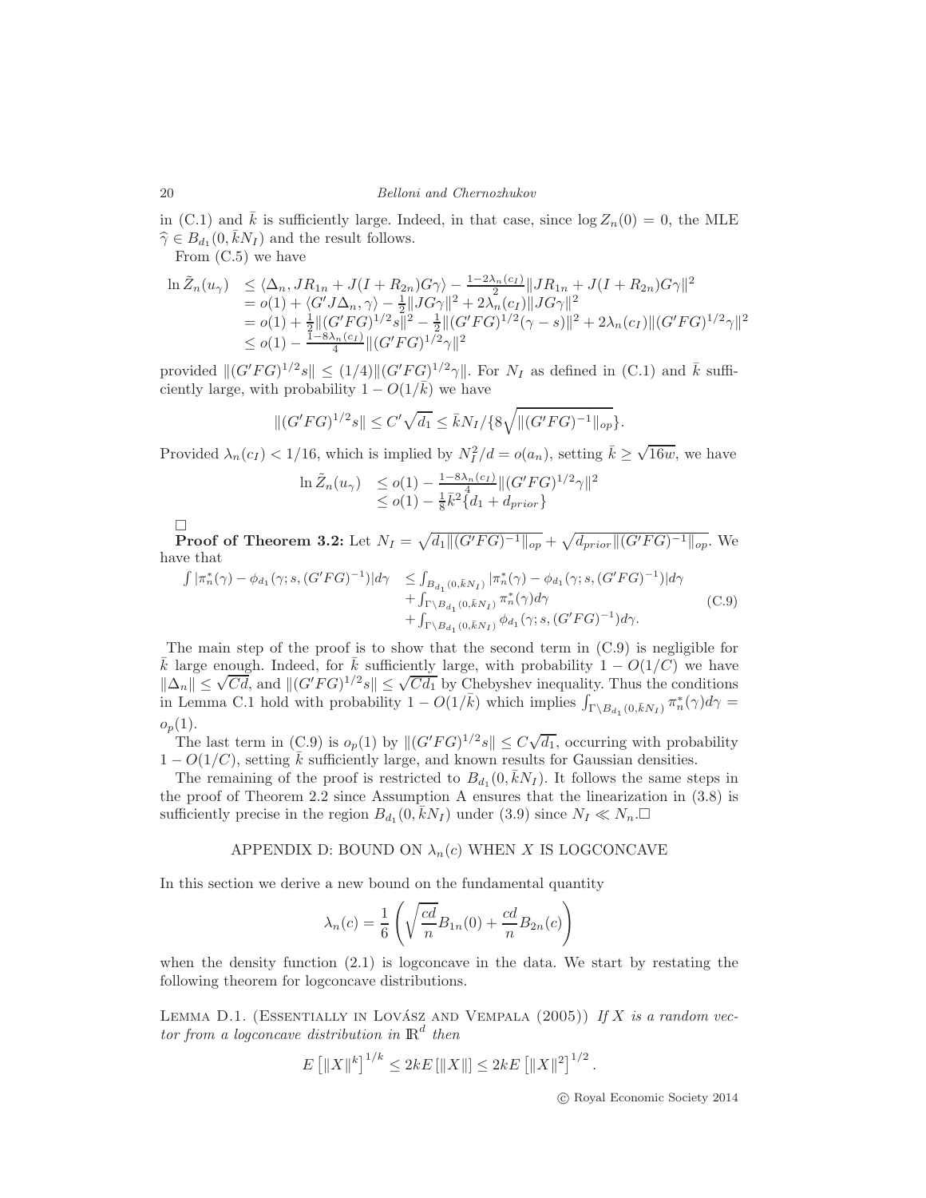in (C.1) and $\bar{k}$ is sufficiently large. Indeed, in that case, since $\log Z_n(0) = 0$, the MLE $\widehat{\gamma} \in B_{d_1}(0, \bar{k}N_I)$ and the result follows.

From (C.5) we have

$$
\begin{array}{rl}
\ln \tilde{Z}_n(u_\gamma) & \leq \langle \Delta_n, JR_{1n} + J(I+R_{2n})G\gamma\rangle - \frac{1-2\lambda_n(c_I)}{2}\|JR_{1n} + J(I+R_{2n})G\gamma\|^2 \\
& = o(1) + \langle G'J\Delta_n, \gamma\rangle - \frac{1}{2}\|JG\gamma\|^2 + 2\lambda_n(c_I)\|JG\gamma\|^2 \\
& = o(1) + \frac{1}{2}\|(G'FG)^{1/2}s\|^2 - \frac{1}{2}\|(G'FG)^{1/2}(\gamma - s)\|^2 + 2\lambda_n(c_I)\|(G'FG)^{1/2}\gamma\|^2 \\
& \leq o(1) - \frac{1-8\lambda_n(c_I)}{4}\|(G'FG)^{1/2}\gamma\|^2
\end{array}
$$

provided $\|(G'FG)^{1/2}s\| \leq (1/4)\|(G'FG)^{1/2}\gamma\|$. For $N_I$ as defined in (C.1) and $\bar{k}$ sufficiently large, with probability $1 - O(1/\bar{k})$ we have

$$
\|(G'FG)^{1/2}s\| \leq C'\sqrt{d_1} \leq \bar{k}N_I/\{8\sqrt{\|(G'FG)^{-1}\|_{op}}\}.
$$

Provided $\lambda_n(c_I) < 1/16$, which is implied by $N_I^2/d = o(a_n)$, setting $\bar{k} \geq \sqrt{16w}$, we have

$$
\begin{array}{rl}
\ln \tilde{Z}_n(u_\gamma) & \leq o(1) - \frac{1-8\lambda_n(c_I)}{4}\|(G'FG)^{1/2}\gamma\|^2 \\
& \leq o(1) - \frac{1}{8}\bar{k}^2\{d_1 + d_{prior}\}
\end{array}
$$

□

**Proof of Theorem 3.2:** Let $N_I = \sqrt{d_1\|(G'FG)^{-1}\|_{op}} + \sqrt{d_{prior}\|(G'FG)^{-1}\|_{op}}$. We have that

$$
\begin{array}{rl}
\int |\pi_n^*(\gamma) - \phi_{d_1}(\gamma; s, (G'FG)^{-1})|d\gamma & \leq \int_{B_{d_1}(0,\bar{k}N_I)} |\pi_n^*(\gamma) - \phi_{d_1}(\gamma; s, (G'FG)^{-1})|d\gamma \\
& \quad + \int_{\Gamma\setminus B_{d_1}(0,\bar{k}N_I)} \pi_n^*(\gamma)d\gamma \\
& \quad + \int_{\Gamma\setminus B_{d_1}(0,\bar{k}N_I)} \phi_{d_1}(\gamma; s, (G'FG)^{-1})d\gamma.
\end{array} \tag{C.9}
$$

The main step of the proof is to show that the second term in (C.9) is negligible for $\bar{k}$ large enough. Indeed, for $\bar{k}$ sufficiently large, with probability $1 - O(1/C)$ we have $\|\Delta_n\| \leq \sqrt{Cd}$, and $\|(G'FG)^{1/2}s\| \leq \sqrt{Cd_1}$ by Chebyshev inequality. Thus the conditions in Lemma C.1 hold with probability $1 - O(1/\bar{k})$ which implies $\int_{\Gamma\setminus B_{d_1}(0,\bar{k}N_I)} \pi_n^*(\gamma)d\gamma = o_p(1)$.

The last term in (C.9) is $o_p(1)$ by $\|(G'FG)^{1/2}s\| \leq C\sqrt{d_1}$, occurring with probability $1 - O(1/C)$, setting $\bar{k}$ sufficiently large, and known results for Gaussian densities.

The remaining of the proof is restricted to $B_{d_1}(0, \bar{k}N_I)$. It follows the same steps in the proof of Theorem 2.2 since Assumption A ensures that the linearization in (3.8) is sufficiently precise in the region $B_{d_1}(0, \bar{k}N_I)$ under (3.9) since $N_I \ll N_n$.□

## APPENDIX D: BOUND ON $\lambda_n(c)$ WHEN $X$ IS LOGCONCAVE

In this section we derive a new bound on the fundamental quantity

$$
\lambda_n(c) = \frac{1}{6}\left(\sqrt{\frac{cd}{n}}B_{1n}(0) + \frac{cd}{n}B_{2n}(c)\right)
$$

when the density function (2.1) is logconcave in the data. We start by restating the following theorem for logconcave distributions.

Lemma D.1. (Essentially in Lovász and Vempala (2005)) *If $X$ is a random vector from a logconcave distribution in $\mathbb{R}^d$ then*

$$
E\left[\|X\|^k\right]^{1/k} \leq 2kE\left[\|X\|\right] \leq 2kE\left[\|X\|^2\right]^{1/2}.
$$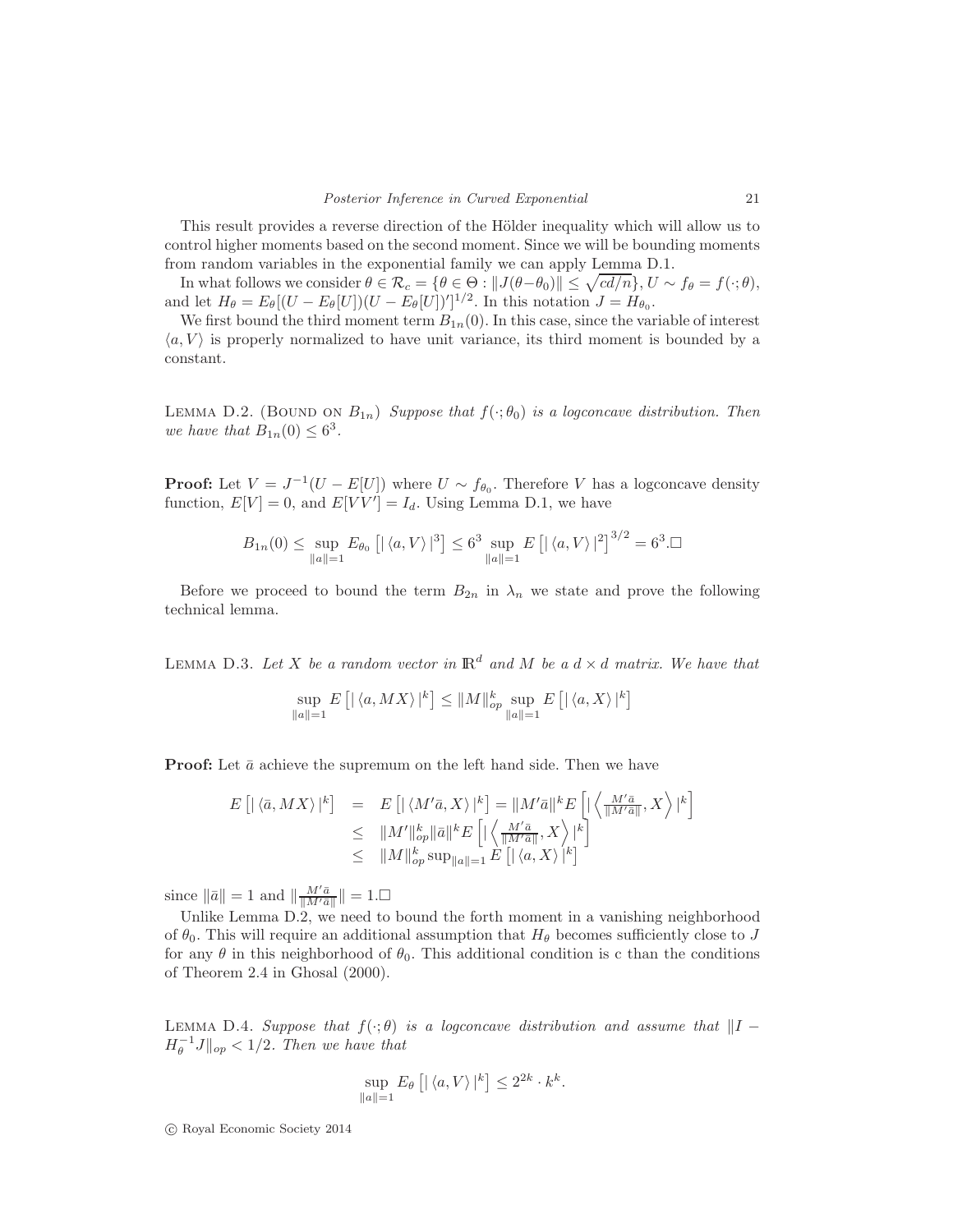This result provides a reverse direction of the Hölder inequality which will allow us to control higher moments based on the second moment. Since we will be bounding moments from random variables in the exponential family we can apply Lemma D.1.

In what follows we consider $\theta \in \mathcal{R}_c = \{\theta \in \Theta : \|J(\theta - \theta_0)\| \leq \sqrt{cd/n}\}, U \sim f_\theta = f(\cdot;\theta)$, and let $H_\theta = E_\theta[(U - E_\theta[U])(U - E_\theta[U])']^{1/2}$. In this notation $J = H_{\theta_0}$.

We first bound the third moment term $B_{1n}(0)$. In this case, since the variable of interest $\langle a, V \rangle$ is properly normalized to have unit variance, its third moment is bounded by a constant.

Lemma D.2. (Bound on $B_{1n}$) *Suppose that $f(\cdot;\theta_0)$ is a logconcave distribution. Then we have that $B_{1n}(0) \leq 6^3$.*

**Proof:** Let $V = J^{-1}(U - E[U])$ where $U \sim f_{\theta_0}$. Therefore $V$ has a logconcave density function, $E[V] = 0$, and $E[VV'] = I_d$. Using Lemma D.1, we have

$$B_{1n}(0) \leq \sup_{\|a\|=1} E_{\theta_0}\left[|\langle a, V \rangle|^3\right] \leq 6^3 \sup_{\|a\|=1} E\left[|\langle a, V \rangle|^2\right]^{3/2} = 6^3. \square$$

Before we proceed to bound the term $B_{2n}$ in $\lambda_n$ we state and prove the following technical lemma.

Lemma D.3. *Let $X$ be a random vector in $\mathbb{R}^d$ and $M$ be a $d \times d$ matrix. We have that*

$$\sup_{\|a\|=1} E\left[|\langle a, MX \rangle|^k\right] \leq \|M\|_{op}^k \sup_{\|a\|=1} E\left[|\langle a, X \rangle|^k\right]$$

**Proof:** Let $\bar{a}$ achieve the supremum on the left hand side. Then we have

$$\begin{aligned}
E\left[|\langle \bar{a}, MX \rangle|^k\right] &= E\left[|\langle M'\bar{a}, X \rangle|^k\right] = \|M'\bar{a}\|^k E\left[|\left\langle \tfrac{M'\bar{a}}{\|M'\bar{a}\|}, X \right\rangle|^k\right] \\
&\leq \|M'\|_{op}^k \|\bar{a}\|^k E\left[|\left\langle \tfrac{M'\bar{a}}{\|M'\bar{a}\|}, X \right\rangle|^k\right] \\
&\leq \|M\|_{op}^k \sup_{\|a\|=1} E\left[|\langle a, X \rangle|^k\right]
\end{aligned}$$

since $\|\bar{a}\| = 1$ and $\|\frac{M'\bar{a}}{\|M'\bar{a}\|}\| = 1. \square$

Unlike Lemma D.2, we need to bound the forth moment in a vanishing neighborhood of $\theta_0$. This will require an additional assumption that $H_\theta$ becomes sufficiently close to $J$ for any $\theta$ in this neighborhood of $\theta_0$. This additional condition is c than the conditions of Theorem 2.4 in Ghosal (2000).

Lemma D.4. *Suppose that $f(\cdot;\theta)$ is a logconcave distribution and assume that $\|I - H_\theta^{-1}J\|_{op} < 1/2$. Then we have that*

$$\sup_{\|a\|=1} E_\theta\left[|\langle a, V \rangle|^k\right] \leq 2^{2k} \cdot k^k.$$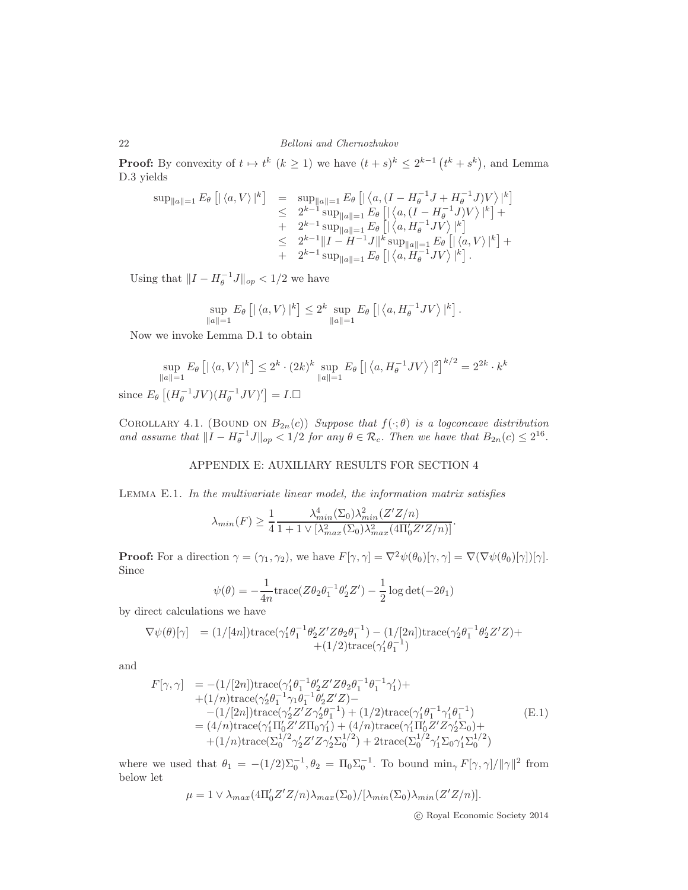**Proof:** By convexity of $t \mapsto t^k$ $(k \geq 1)$ we have $(t+s)^k \leq 2^{k-1}\left(t^k + s^k\right)$, and Lemma D.3 yields

$$
\begin{array}{rcl}
\sup_{\|a\|=1} E_\theta\left[|\langle a, V\rangle|^k\right] & = & \sup_{\|a\|=1} E_\theta\left[|\left\langle a, (I - H_\theta^{-1}J + H_\theta^{-1}J)V\right\rangle|^k\right] \\
& \leq & 2^{k-1}\sup_{\|a\|=1} E_\theta\left[|\left\langle a, (I - H_\theta^{-1}J)V\right\rangle|^k\right] + \\
& + & 2^{k-1}\sup_{\|a\|=1} E_\theta\left[|\left\langle a, H_\theta^{-1}JV\right\rangle|^k\right] \\
& \leq & 2^{k-1}\|I - H^{-1}J\|^k \sup_{\|a\|=1} E_\theta\left[|\langle a, V\rangle|^k\right] + \\
& + & 2^{k-1}\sup_{\|a\|=1} E_\theta\left[|\left\langle a, H_\theta^{-1}JV\right\rangle|^k\right].
\end{array}
$$

Using that $\|I - H_\theta^{-1}J\|_{op} < 1/2$ we have

$$
\sup_{\|a\|=1} E_\theta\left[|\langle a, V\rangle|^k\right] \leq 2^k \sup_{\|a\|=1} E_\theta\left[|\left\langle a, H_\theta^{-1}JV\right\rangle|^k\right].
$$

Now we invoke Lemma D.1 to obtain

$$
\sup_{\|a\|=1} E_\theta\left[|\langle a, V\rangle|^k\right] \leq 2^k \cdot (2k)^k \sup_{\|a\|=1} E_\theta\left[|\left\langle a, H_\theta^{-1}JV\right\rangle|^2\right]^{k/2} = 2^{2k}\cdot k^k
$$

since $E_\theta\left[(H_\theta^{-1}JV)(H_\theta^{-1}JV)'\right] = I.$□

Corollary 4.1. (Bound on $B_{2n}(c)$) *Suppose that $f(\cdot;\theta)$ is a logconcave distribution and assume that $\|I - H_\theta^{-1}J\|_{op} < 1/2$ for any $\theta \in \mathcal{R}_c$. Then we have that $B_{2n}(c) \leq 2^{16}$.*

## APPENDIX E: AUXILIARY RESULTS FOR SECTION 4

Lemma E.1. *In the multivariate linear model, the information matrix satisfies*

$$
\lambda_{min}(F) \geq \frac{1}{4}\frac{\lambda^4_{min}(\Sigma_0)\lambda^2_{min}(Z'Z/n)}{1 + 1 \vee [\lambda^2_{max}(\Sigma_0)\lambda^2_{max}(4\Pi_0'Z'Z/n)]}.
$$

**Proof:** For a direction $\gamma = (\gamma_1, \gamma_2)$, we have $F[\gamma,\gamma] = \nabla^2\psi(\theta_0)[\gamma,\gamma] = \nabla(\nabla\psi(\theta_0)[\gamma])[\gamma]$. Since

$$
\psi(\theta) = -\frac{1}{4n}\text{trace}(Z\theta_2\theta_1^{-1}\theta_2'Z') - \frac{1}{2}\log\det(-2\theta_1)
$$

by direct calculations we have

$$
\begin{array}{rl}
\nabla\psi(\theta)[\gamma] & = (1/[4n])\text{trace}(\gamma_1'\theta_1^{-1}\theta_2'Z'Z\theta_2\theta_1^{-1}) - (1/[2n])\text{trace}(\gamma_2'\theta_1^{-1}\theta_2'Z'Z) + \\
& \quad + (1/2)\text{trace}(\gamma_1'\theta_1^{-1})
\end{array}
$$

and

$$
\begin{array}{rl}
F[\gamma,\gamma] & = -(1/[2n])\text{trace}(\gamma_1'\theta_1^{-1}\theta_2'Z'Z\theta_2\theta_1^{-1}\theta_1^{-1}\gamma_1') + \\
& + (1/n)\text{trace}(\gamma_2'\theta_1^{-1}\gamma_1\theta_1^{-1}\theta_2'Z'Z) - \\
& \quad -(1/[2n])\text{trace}(\gamma_2'Z'Z\gamma_2'\theta_1^{-1}) + (1/2)\text{trace}(\gamma_1'\theta_1^{-1}\gamma_1'\theta_1^{-1}) \\
& = (4/n)\text{trace}(\gamma_1'\Pi_0'Z'Z\Pi_0\gamma_1') + (4/n)\text{trace}(\gamma_1'\Pi_0'Z'Z\gamma_2'\Sigma_0) + \\
& \quad + (1/n)\text{trace}(\Sigma_0^{1/2}\gamma_2'Z'Z\gamma_2'\Sigma_0^{1/2}) + 2\text{trace}(\Sigma_0^{1/2}\gamma_1'\Sigma_0\gamma_1'\Sigma_0^{1/2})
\end{array}
\tag{E.1}
$$

where we used that $\theta_1 = -(1/2)\Sigma_0^{-1}, \theta_2 = \Pi_0\Sigma_0^{-1}$. To bound $\min_\gamma F[\gamma,\gamma]/\|\gamma\|^2$ from below let

$$
\mu = 1 \vee \lambda_{max}(4\Pi_0'Z'Z/n)\lambda_{max}(\Sigma_0)/[\lambda_{min}(\Sigma_0)\lambda_{min}(Z'Z/n)].
$$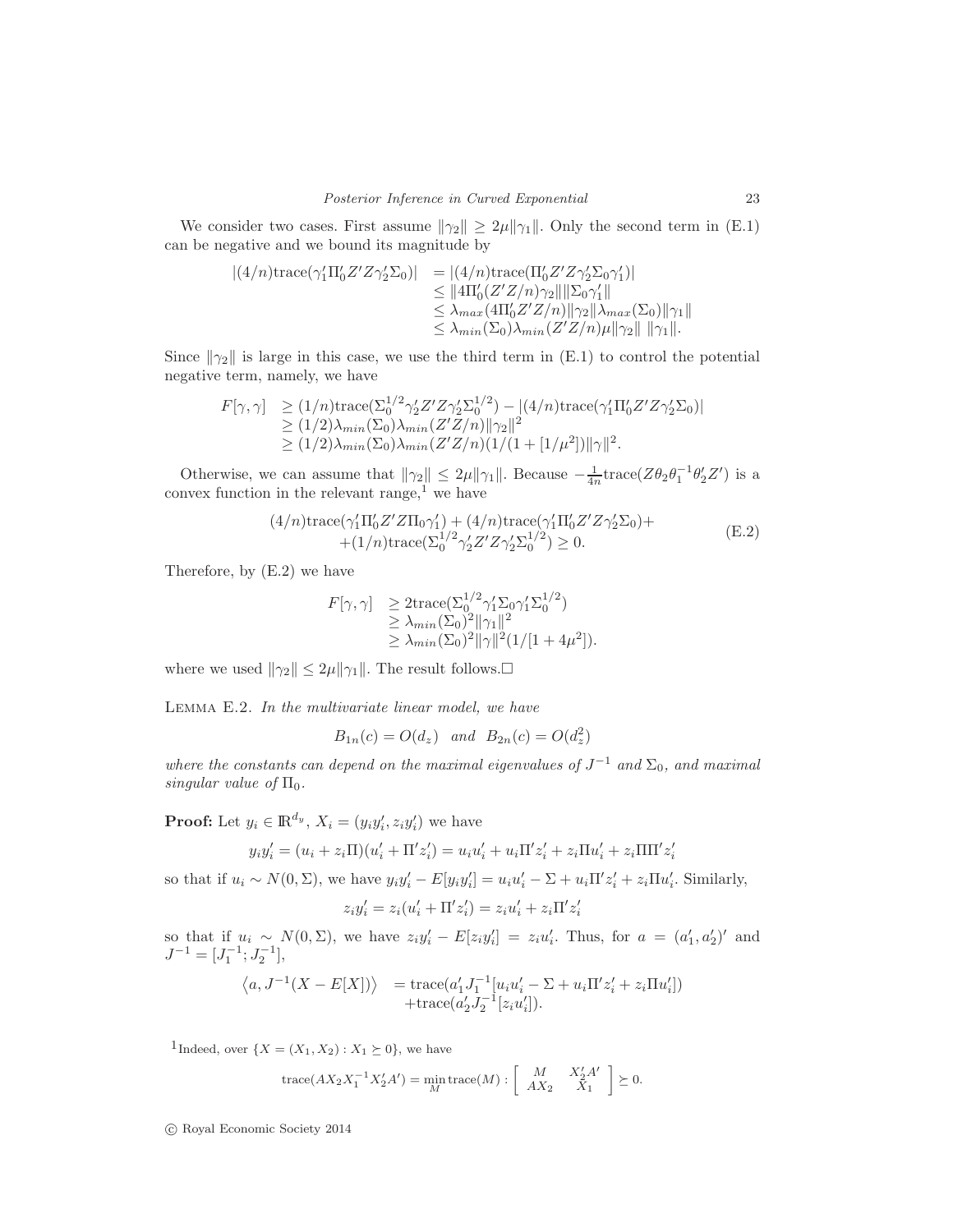We consider two cases. First assume $\|\gamma_2\| \geq 2\mu\|\gamma_1\|$. Only the second term in (E.1) can be negative and we bound its magnitude by

$$
\begin{aligned}
|(4/n)\mathrm{trace}(\gamma_1'\Pi_0'Z'Z\gamma_2'\Sigma_0)| &= |(4/n)\mathrm{trace}(\Pi_0'Z'Z\gamma_2'\Sigma_0\gamma_1')| \\
&\leq \|4\Pi_0'(Z'Z/n)\gamma_2\|\|\Sigma_0\gamma_1'\| \\
&\leq \lambda_{max}(4\Pi_0'Z'Z/n)\|\gamma_2\|\lambda_{max}(\Sigma_0)\|\gamma_1\| \\
&\leq \lambda_{min}(\Sigma_0)\lambda_{min}(Z'Z/n)\mu\|\gamma_2\|\ \|\gamma_1\|.
\end{aligned}
$$

Since $\|\gamma_2\|$ is large in this case, we use the third term in (E.1) to control the potential negative term, namely, we have

$$
\begin{aligned}
F[\gamma,\gamma] &\geq (1/n)\mathrm{trace}(\Sigma_0^{1/2}\gamma_2'Z'Z\gamma_2'\Sigma_0^{1/2}) - |(4/n)\mathrm{trace}(\gamma_1'\Pi_0'Z'Z\gamma_2'\Sigma_0)| \\
&\geq (1/2)\lambda_{min}(\Sigma_0)\lambda_{min}(Z'Z/n)\|\gamma_2\|^2 \\
&\geq (1/2)\lambda_{min}(\Sigma_0)\lambda_{min}(Z'Z/n)(1/(1+[1/\mu^2])\|\gamma\|^2.
\end{aligned}
$$

Otherwise, we can assume that $\|\gamma_2\| \leq 2\mu\|\gamma_1\|$. Because $-\frac{1}{4n}\mathrm{trace}(Z\theta_2\theta_1^{-1}\theta_2'Z')$ is a convex function in the relevant range,[1] we have

$$
\begin{aligned}
&(4/n)\mathrm{trace}(\gamma_1'\Pi_0'Z'Z\Pi_0\gamma_1') + (4/n)\mathrm{trace}(\gamma_1'\Pi_0'Z'Z\gamma_2'\Sigma_0) + \\
&+(1/n)\mathrm{trace}(\Sigma_0^{1/2}\gamma_2'Z'Z\gamma_2'\Sigma_0^{1/2}) \geq 0.
\end{aligned}
\tag{E.2}
$$

Therefore, by (E.2) we have

$$
\begin{aligned}
F[\gamma,\gamma] &\geq 2\mathrm{trace}(\Sigma_0^{1/2}\gamma_1'\Sigma_0\gamma_1'\Sigma_0^{1/2}) \\
&\geq \lambda_{min}(\Sigma_0)^2\|\gamma_1\|^2 \\
&\geq \lambda_{min}(\Sigma_0)^2\|\gamma\|^2(1/[1+4\mu^2]).
\end{aligned}
$$

where we used $\|\gamma_2\| \leq 2\mu\|\gamma_1\|$. The result follows.□

Lemma E.2. *In the multivariate linear model, we have*

$$B_{1n}(c) = O(d_z) \quad and \quad B_{2n}(c) = O(d_z^2)$$

*where the constants can depend on the maximal eigenvalues of $J^{-1}$ and $\Sigma_0$, and maximal singular value of $\Pi_0$.*

**Proof:** Let $y_i \in \mathbb{R}^{d_y}$, $X_i = (y_iy_i', z_iy_i')$ we have

$$y_iy_i' = (u_i + z_i\Pi)(u_i' + \Pi'z_i') = u_iu_i' + u_i\Pi'z_i' + z_i\Pi u_i' + z_i\Pi\Pi'z_i'$$

so that if $u_i \sim N(0,\Sigma)$, we have $y_iy_i' - E[y_iy_i'] = u_iu_i' - \Sigma + u_i\Pi'z_i' + z_i\Pi u_i'$. Similarly,

$$z_iy_i' = z_i(u_i' + \Pi'z_i') = z_iu_i' + z_i\Pi'z_i'$$

so that if $u_i \sim N(0,\Sigma)$, we have $z_iy_i' - E[z_iy_i'] = z_iu_i'$. Thus, for $a = (a_1', a_2')'$ and $J^{-1} = [J_1^{-1}; J_2^{-1}]$,

$$
\begin{aligned}
\langle a, J^{-1}(X - E[X])\rangle &= \mathrm{trace}(a_1'J_1^{-1}[u_iu_i' - \Sigma + u_i\Pi'z_i' + z_i\Pi u_i']) \\
&+\mathrm{trace}(a_2'J_2^{-1}[z_iu_i']).
\end{aligned}
$$

[1] Indeed, over $\{X = (X_1, X_2) : X_1 \succeq 0\}$, we have

$$\mathrm{trace}(AX_2X_1^{-1}X_2'A') = \min_M \mathrm{trace}(M) : \begin{bmatrix} M & X_2'A' \\ AX_2 & X_1 \end{bmatrix} \succeq 0.$$

© Royal Economic Society 2014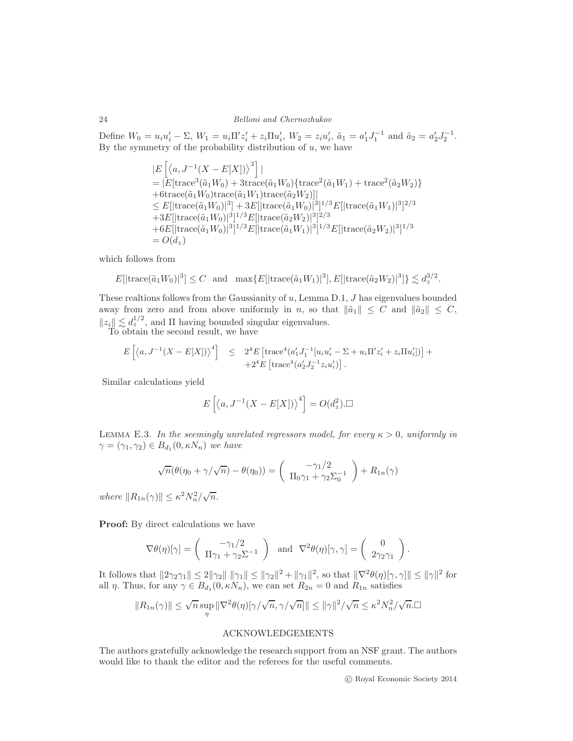Define $W_0 = u_i u_i' - \Sigma$, $W_1 = u_i \Pi' z_i' + z_i \Pi u_i'$, $W_2 = z_i u_i'$, $\tilde{a}_1 = a_1' J_1^{-1}$ and $\tilde{a}_2 = a_2' J_2^{-1}$. By the symmetry of the probability distribution of $u$, we have

$$
\begin{aligned}
&|E\left[\left\langle a, J^{-1}(X - E[X])\right\rangle^3\right]| \\
&= |E[\text{trace}^3(\tilde{a}_1 W_0) + 3\text{trace}(\tilde{a}_1 W_0)\{\text{trace}^2(\tilde{a}_1 W_1) + \text{trace}^2(\tilde{a}_2 W_2)\} \\
&+ 6\text{trace}(\tilde{a}_1 W_0)\text{trace}(\tilde{a}_1 W_1)\text{trace}(\tilde{a}_2 W_2)]| \\
&\leq E[|\text{trace}(\tilde{a}_1 W_0)|^3] + 3E[|\text{trace}(\tilde{a}_1 W_0)|^3]^{1/3} E[|\text{trace}(\tilde{a}_1 W_1)|^3]^{2/3} \\
&+ 3E[|\text{trace}(\tilde{a}_1 W_0)|^3]^{1/3} E[|\text{trace}(\tilde{a}_2 W_2)|^3]^{2/3} \\
&+ 6E[|\text{trace}(\tilde{a}_1 W_0)|^3]^{1/3} E[|\text{trace}(\tilde{a}_1 W_1)|^3]^{1/3} E[|\text{trace}(\tilde{a}_2 W_2)|^3]^{1/3} \\
&= O(d_z)
\end{aligned}
$$

which follows from

$$
E[|\text{trace}(\tilde{a}_1 W_0)|^3] \leq C \quad \text{and} \quad \max\{E[|\text{trace}(\tilde{a}_1 W_1)|^3], E[|\text{trace}(\tilde{a}_2 W_2)|^3]\} \lesssim d_z^{3/2}.
$$

These realtions follows from the Gaussianity of $u$, Lemma D.1, $J$ has eigenvalues bounded away from zero and from above uniformly in $n$, so that $\|\tilde{a}_1\| \leq C$ and $\|\tilde{a}_2\| \leq C$, $\|z_i\| \lesssim d_z^{1/2}$, and $\Pi$ having bounded singular eigenvalues.

To obtain the second result, we have

$$
\begin{aligned}
E\left[\left\langle a, J^{-1}(X - E[X])\right\rangle^4\right] \quad &\leq \quad 2^4 E\left[\text{trace}^4(a_1' J_1^{-1}[u_i u_i' - \Sigma + u_i \Pi' z_i' + z_i \Pi u_i'])\right] + \\
&\quad + 2^4 E\left[\text{trace}^4(a_2' J_2^{-1} z_i u_i')\right].
\end{aligned}
$$

Similar calculations yield

$$
E\left[\left\langle a, J^{-1}(X - E[X])\right\rangle^4\right] = O(d_z^2).\square
$$

Lemma E.3. *In the seemingly unrelated regressors model, for every $\kappa > 0$, uniformly in $\gamma = (\gamma_1, \gamma_2) \in B_{d_1}(0, \kappa N_n)$ we have*

$$
\sqrt{n}(\theta(\eta_0 + \gamma/\sqrt{n}) - \theta(\eta_0)) = \begin{pmatrix} -\gamma_1/2 \\ \Pi_0 \gamma_1 + \gamma_2 \Sigma_0^{-1} \end{pmatrix} + R_{1n}(\gamma)
$$

*where $\|R_{1n}(\gamma)\| \leq \kappa^2 N_n^2/\sqrt{n}$.*

**Proof:** By direct calculations we have

$$
\nabla\theta(\eta)[\gamma] = \begin{pmatrix} -\gamma_1/2 \\ \Pi\gamma_1 + \gamma_2 \Sigma^{-1} \end{pmatrix} \quad \text{and} \quad \nabla^2\theta(\eta)[\gamma, \gamma] = \begin{pmatrix} 0 \\ 2\gamma_2\gamma_1 \end{pmatrix}.
$$

It follows that $\|2\gamma_2\gamma_1\| \leq 2\|\gamma_2\|\,\|\gamma_1\| \leq \|\gamma_2\|^2 + \|\gamma_1\|^2$, so that $\|\nabla^2\theta(\eta)[\gamma, \gamma]\| \leq \|\gamma\|^2$ for all $\eta$. Thus, for any $\gamma \in B_{d_1}(0, \kappa N_n)$, we can set $R_{2n} = 0$ and $R_{1n}$ satisfies

$$
\|R_{1n}(\gamma)\| \leq \sqrt{n} \sup_{\eta} \|\nabla^2\theta(\eta)[\gamma/\sqrt{n}, \gamma/\sqrt{n}]\| \leq \|\gamma\|^2/\sqrt{n} \leq \kappa^2 N_n^2/\sqrt{n}.\square
$$

## ACKNOWLEDGEMENTS

The authors gratefully acknowledge the research support from an NSF grant. The authors would like to thank the editor and the referees for the useful comments.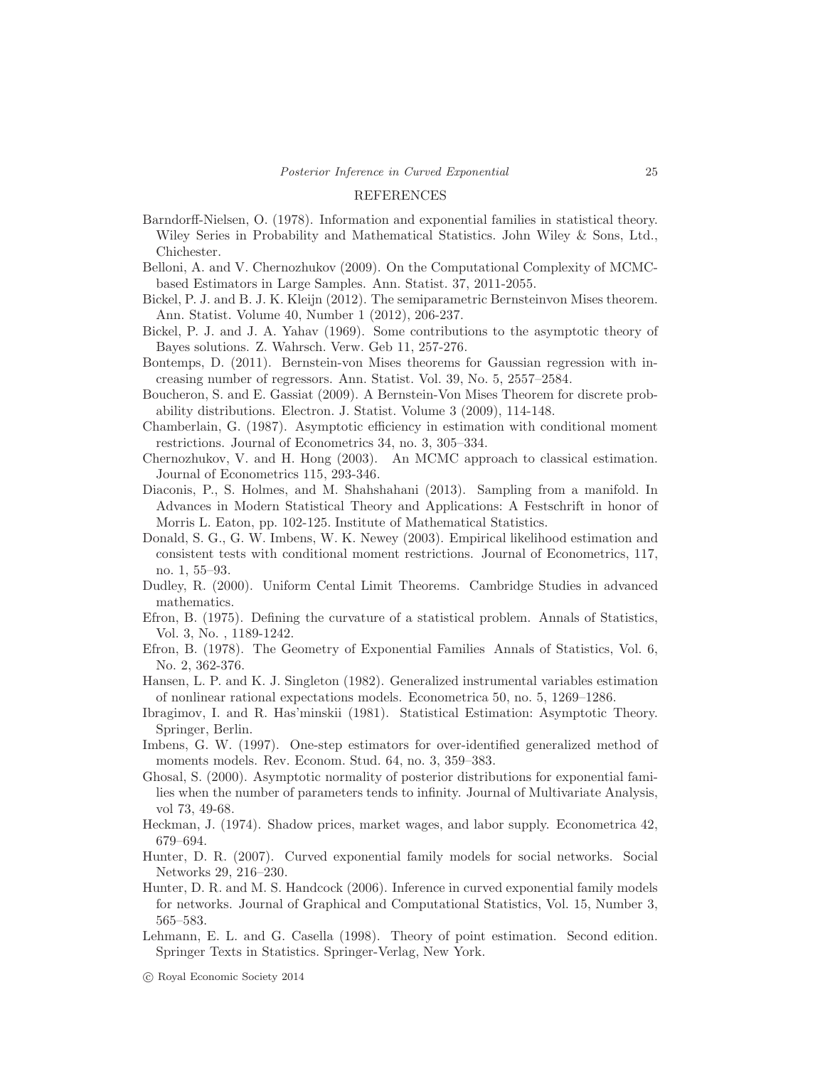## REFERENCES

Barndorff-Nielsen, O. (1978). Information and exponential families in statistical theory. Wiley Series in Probability and Mathematical Statistics. John Wiley & Sons, Ltd., Chichester.

Belloni, A. and V. Chernozhukov (2009). On the Computational Complexity of MCMC-based Estimators in Large Samples. Ann. Statist. 37, 2011-2055.

Bickel, P. J. and B. J. K. Kleijn (2012). The semiparametric Bernsteinvon Mises theorem. Ann. Statist. Volume 40, Number 1 (2012), 206-237.

Bickel, P. J. and J. A. Yahav (1969). Some contributions to the asymptotic theory of Bayes solutions. Z. Wahrsch. Verw. Geb 11, 257-276.

Bontemps, D. (2011). Bernstein-von Mises theorems for Gaussian regression with increasing number of regressors. Ann. Statist. Vol. 39, No. 5, 2557–2584.

Boucheron, S. and E. Gassiat (2009). A Bernstein-Von Mises Theorem for discrete probability distributions. Electron. J. Statist. Volume 3 (2009), 114-148.

Chamberlain, G. (1987). Asymptotic efficiency in estimation with conditional moment restrictions. Journal of Econometrics 34, no. 3, 305–334.

Chernozhukov, V. and H. Hong (2003). An MCMC approach to classical estimation. Journal of Econometrics 115, 293-346.

Diaconis, P., S. Holmes, and M. Shahshahani (2013). Sampling from a manifold. In Advances in Modern Statistical Theory and Applications: A Festschrift in honor of Morris L. Eaton, pp. 102-125. Institute of Mathematical Statistics.

Donald, S. G., G. W. Imbens, W. K. Newey (2003). Empirical likelihood estimation and consistent tests with conditional moment restrictions. Journal of Econometrics, 117, no. 1, 55–93.

Dudley, R. (2000). Uniform Cental Limit Theorems. Cambridge Studies in advanced mathematics.

Efron, B. (1975). Defining the curvature of a statistical problem. Annals of Statistics, Vol. 3, No. , 1189-1242.

Efron, B. (1978). The Geometry of Exponential Families Annals of Statistics, Vol. 6, No. 2, 362-376.

Hansen, L. P. and K. J. Singleton (1982). Generalized instrumental variables estimation of nonlinear rational expectations models. Econometrica 50, no. 5, 1269–1286.

Ibragimov, I. and R. Has'minskii (1981). Statistical Estimation: Asymptotic Theory. Springer, Berlin.

Imbens, G. W. (1997). One-step estimators for over-identified generalized method of moments models. Rev. Econom. Stud. 64, no. 3, 359–383.

Ghosal, S. (2000). Asymptotic normality of posterior distributions for exponential families when the number of parameters tends to infinity. Journal of Multivariate Analysis, vol 73, 49-68.

Heckman, J. (1974). Shadow prices, market wages, and labor supply. Econometrica 42, 679–694.

Hunter, D. R. (2007). Curved exponential family models for social networks. Social Networks 29, 216–230.

Hunter, D. R. and M. S. Handcock (2006). Inference in curved exponential family models for networks. Journal of Graphical and Computational Statistics, Vol. 15, Number 3, 565–583.

Lehmann, E. L. and G. Casella (1998). Theory of point estimation. Second edition. Springer Texts in Statistics. Springer-Verlag, New York.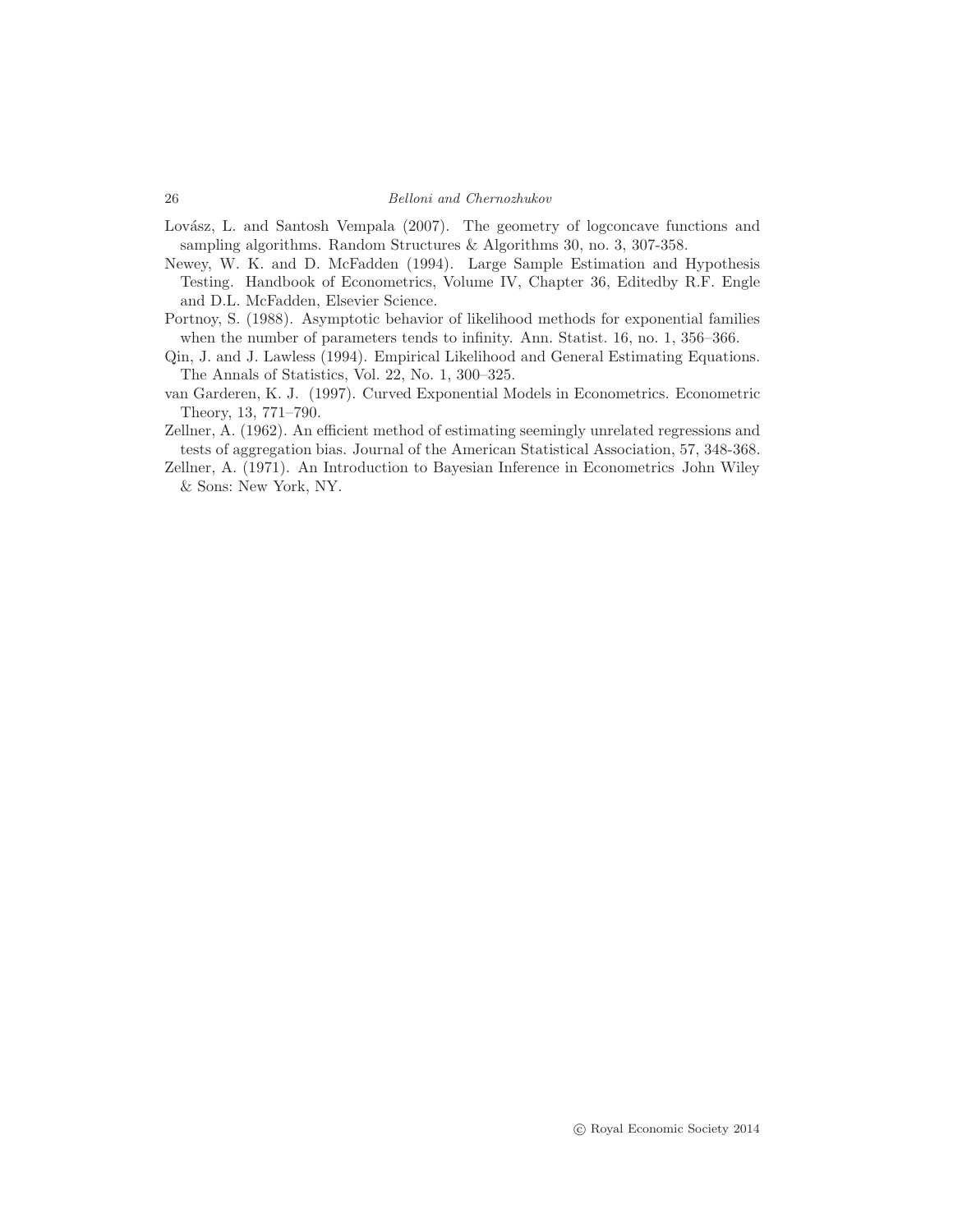Lovász, L. and Santosh Vempala (2007). The geometry of logconcave functions and sampling algorithms. Random Structures & Algorithms 30, no. 3, 307-358.

Newey, W. K. and D. McFadden (1994). Large Sample Estimation and Hypothesis Testing. Handbook of Econometrics, Volume IV, Chapter 36, Editedby R.F. Engle and D.L. McFadden, Elsevier Science.

Portnoy, S. (1988). Asymptotic behavior of likelihood methods for exponential families when the number of parameters tends to infinity. Ann. Statist. 16, no. 1, 356–366.

Qin, J. and J. Lawless (1994). Empirical Likelihood and General Estimating Equations. The Annals of Statistics, Vol. 22, No. 1, 300–325.

van Garderen, K. J. (1997). Curved Exponential Models in Econometrics. Econometric Theory, 13, 771–790.

Zellner, A. (1962). An efficient method of estimating seemingly unrelated regressions and tests of aggregation bias. Journal of the American Statistical Association, 57, 348-368.

Zellner, A. (1971). An Introduction to Bayesian Inference in Econometrics John Wiley & Sons: New York, NY.